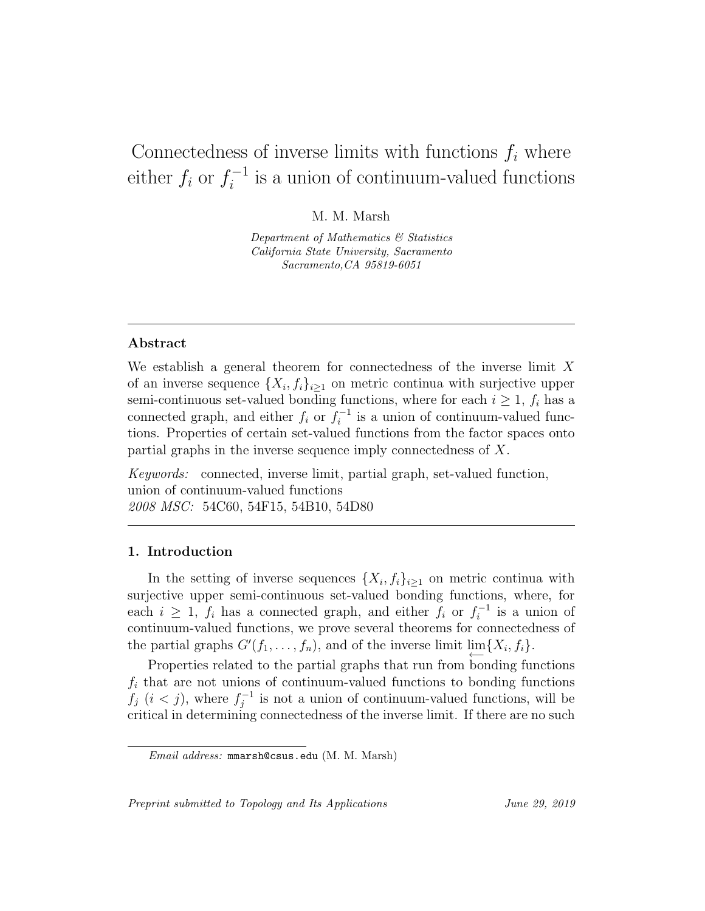# Connectedness of inverse limits with functions $f_i$ where either $f_i$ or $f_i^{-1}$ is a union of continuum-valued functions

M. M. Marsh

*Department of Mathematics & Statistics*
*California State University, Sacramento*
*Sacramento,CA 95819-6051*

---

## Abstract

We establish a general theorem for connectedness of the inverse limit $X$ of an inverse sequence $\{X_i, f_i\}_{i\geq 1}$ on metric continua with surjective upper semi-continuous set-valued bonding functions, where for each $i \geq 1$, $f_i$ has a connected graph, and either $f_i$ or $f_i^{-1}$ is a union of continuum-valued functions. Properties of certain set-valued functions from the factor spaces onto partial graphs in the inverse sequence imply connectedness of $X$.

*Keywords:* connected, inverse limit, partial graph, set-valued function, union of continuum-valued functions
*2008 MSC:* 54C60, 54F15, 54B10, 54D80

---

## 1. Introduction

In the setting of inverse sequences $\{X_i, f_i\}_{i\geq 1}$ on metric continua with surjective upper semi-continuous set-valued bonding functions, where, for each $i \geq 1$, $f_i$ has a connected graph, and either $f_i$ or $f_i^{-1}$ is a union of continuum-valued functions, we prove several theorems for connectedness of the partial graphs $G'(f_1, \ldots, f_n)$, and of the inverse limit $\varprojlim\{X_i, f_i\}$.

Properties related to the partial graphs that run from bonding functions $f_i$ that are not unions of continuum-valued functions to bonding functions $f_j$ $(i < j)$, where $f_j^{-1}$ is not a union of continuum-valued functions, will be critical in determining connectedness of the inverse limit. If there are no such

---

*Email address:* mmarsh@csus.edu (M. M. Marsh)

*Preprint submitted to Topology and Its Applications* June 29, 2019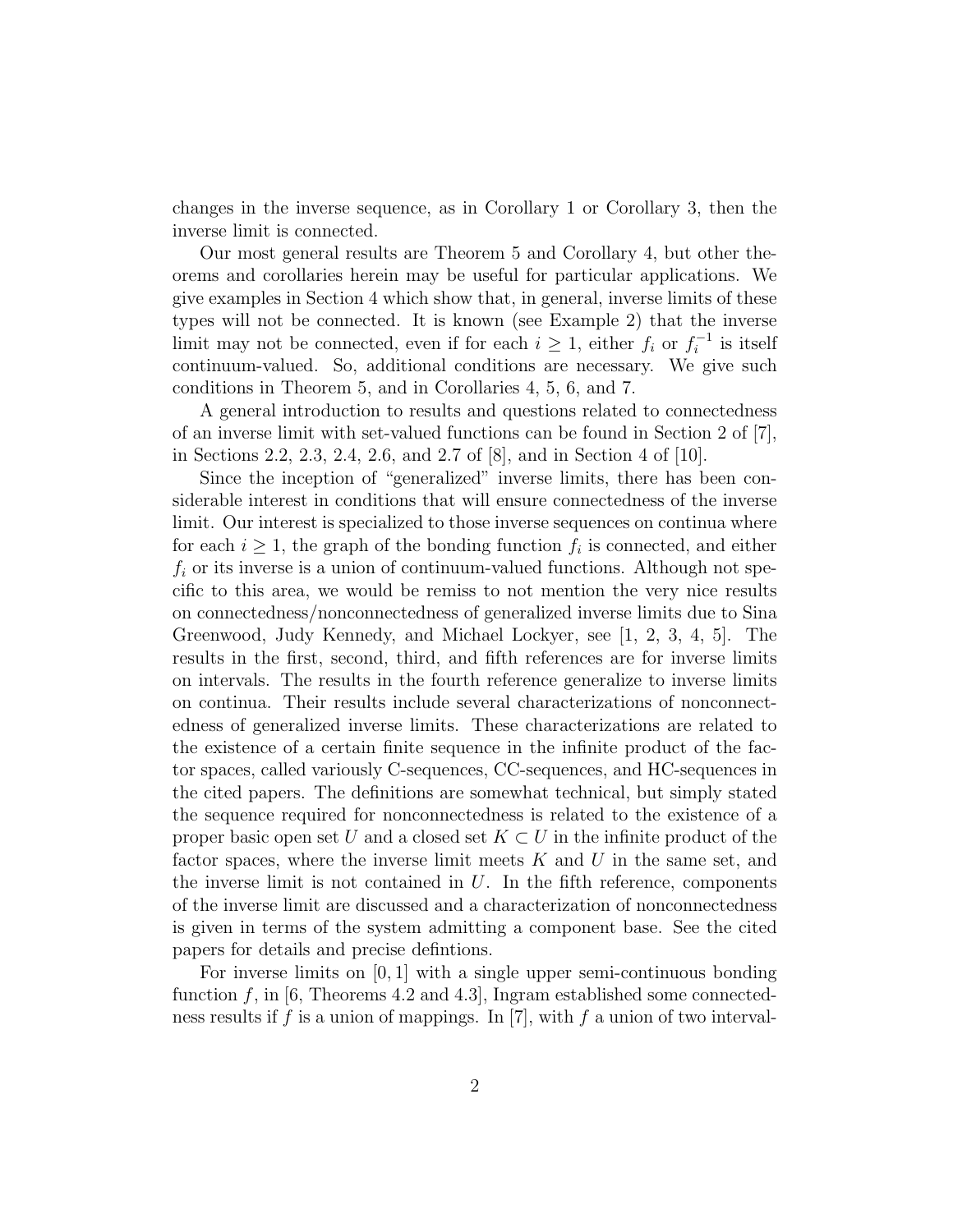changes in the inverse sequence, as in Corollary 1 or Corollary 3, then the inverse limit is connected.

Our most general results are Theorem 5 and Corollary 4, but other theorems and corollaries herein may be useful for particular applications. We give examples in Section 4 which show that, in general, inverse limits of these types will not be connected. It is known (see Example 2) that the inverse limit may not be connected, even if for each $i \geq 1$, either $f_i$ or $f_i^{-1}$ is itself continuum-valued. So, additional conditions are necessary. We give such conditions in Theorem 5, and in Corollaries 4, 5, 6, and 7.

A general introduction to results and questions related to connectedness of an inverse limit with set-valued functions can be found in Section 2 of [7], in Sections 2.2, 2.3, 2.4, 2.6, and 2.7 of [8], and in Section 4 of [10].

Since the inception of "generalized" inverse limits, there has been considerable interest in conditions that will ensure connectedness of the inverse limit. Our interest is specialized to those inverse sequences on continua where for each $i \geq 1$, the graph of the bonding function $f_i$ is connected, and either $f_i$ or its inverse is a union of continuum-valued functions. Although not specific to this area, we would be remiss to not mention the very nice results on connectedness/nonconnectedness of generalized inverse limits due to Sina Greenwood, Judy Kennedy, and Michael Lockyer, see [1, 2, 3, 4, 5]. The results in the first, second, third, and fifth references are for inverse limits on intervals. The results in the fourth reference generalize to inverse limits on continua. Their results include several characterizations of nonconnectedness of generalized inverse limits. These characterizations are related to the existence of a certain finite sequence in the infinite product of the factor spaces, called variously C-sequences, CC-sequences, and HC-sequences in the cited papers. The definitions are somewhat technical, but simply stated the sequence required for nonconnectedness is related to the existence of a proper basic open set $U$ and a closed set $K \subset U$ in the infinite product of the factor spaces, where the inverse limit meets $K$ and $U$ in the same set, and the inverse limit is not contained in $U$. In the fifth reference, components of the inverse limit are discussed and a characterization of nonconnectedness is given in terms of the system admitting a component base. See the cited papers for details and precise defintions.

For inverse limits on $[0, 1]$ with a single upper semi-continuous bonding function $f$, in [6, Theorems 4.2 and 4.3], Ingram established some connectedness results if $f$ is a union of mappings. In [7], with $f$ a union of two interval-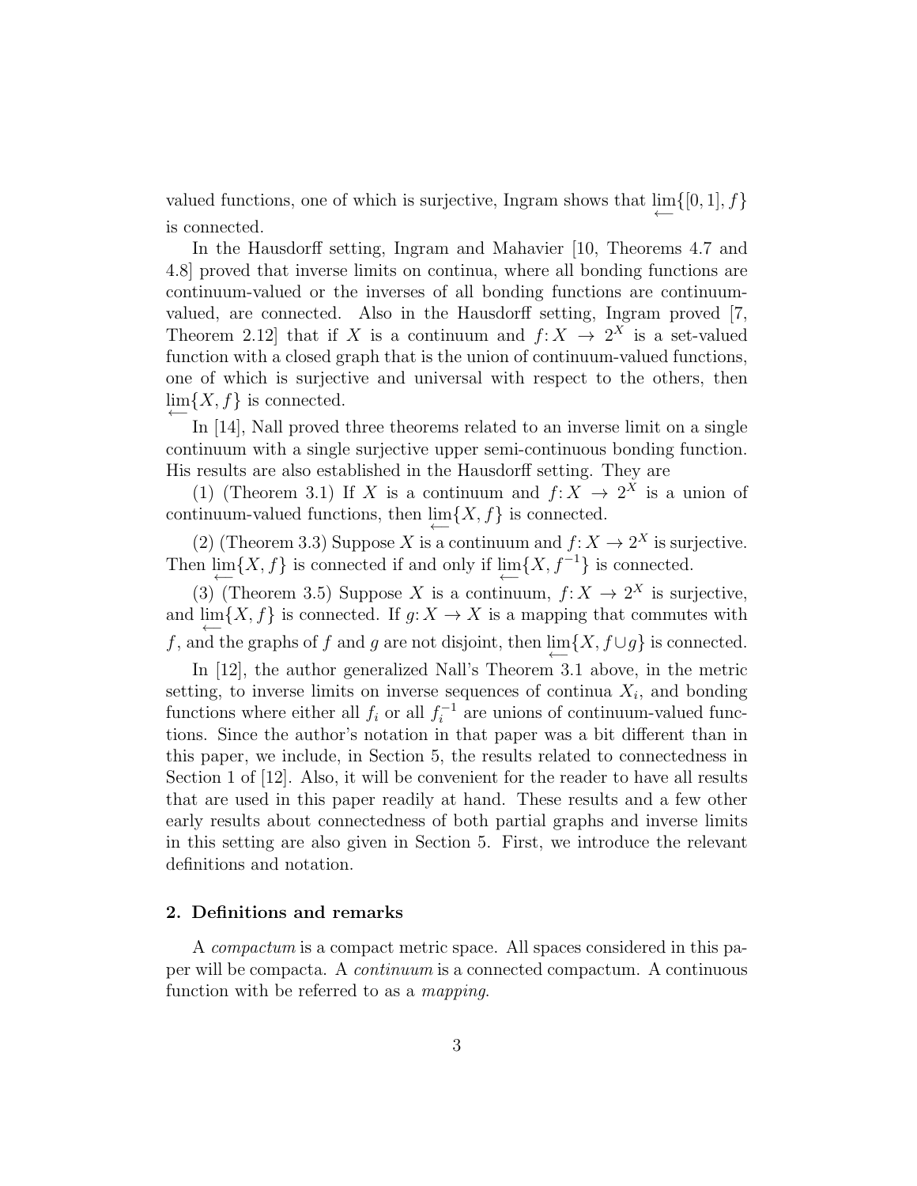valued functions, one of which is surjective, Ingram shows that $\varprojlim\{[0,1], f\}$ is connected.

In the Hausdorff setting, Ingram and Mahavier [10, Theorems 4.7 and 4.8] proved that inverse limits on continua, where all bonding functions are continuum-valued or the inverses of all bonding functions are continuum-valued, are connected. Also in the Hausdorff setting, Ingram proved [7, Theorem 2.12] that if $X$ is a continuum and $f\colon X \to 2^X$ is a set-valued function with a closed graph that is the union of continuum-valued functions, one of which is surjective and universal with respect to the others, then $\varprojlim\{X, f\}$ is connected.

In [14], Nall proved three theorems related to an inverse limit on a single continuum with a single surjective upper semi-continuous bonding function. His results are also established in the Hausdorff setting. They are

(1) (Theorem 3.1) If $X$ is a continuum and $f\colon X \to 2^X$ is a union of continuum-valued functions, then $\varprojlim\{X, f\}$ is connected.

(2) (Theorem 3.3) Suppose $X$ is a continuum and $f\colon X \to 2^X$ is surjective. Then $\varprojlim\{X, f\}$ is connected if and only if $\varprojlim\{X, f^{-1}\}$ is connected.

(3) (Theorem 3.5) Suppose $X$ is a continuum, $f\colon X \to 2^X$ is surjective, and $\varprojlim\{X, f\}$ is connected. If $g\colon X \to X$ is a mapping that commutes with $f$, and the graphs of $f$ and $g$ are not disjoint, then $\varprojlim\{X, f \cup g\}$ is connected.

In [12], the author generalized Nall's Theorem 3.1 above, in the metric setting, to inverse limits on inverse sequences of continua $X_i$, and bonding functions where either all $f_i$ or all $f_i^{-1}$ are unions of continuum-valued functions. Since the author's notation in that paper was a bit different than in this paper, we include, in Section 5, the results related to connectedness in Section 1 of [12]. Also, it will be convenient for the reader to have all results that are used in this paper readily at hand. These results and a few other early results about connectedness of both partial graphs and inverse limits in this setting are also given in Section 5. First, we introduce the relevant definitions and notation.

## 2. Definitions and remarks

A *compactum* is a compact metric space. All spaces considered in this paper will be compacta. A *continuum* is a connected compactum. A continuous function with be referred to as a *mapping*.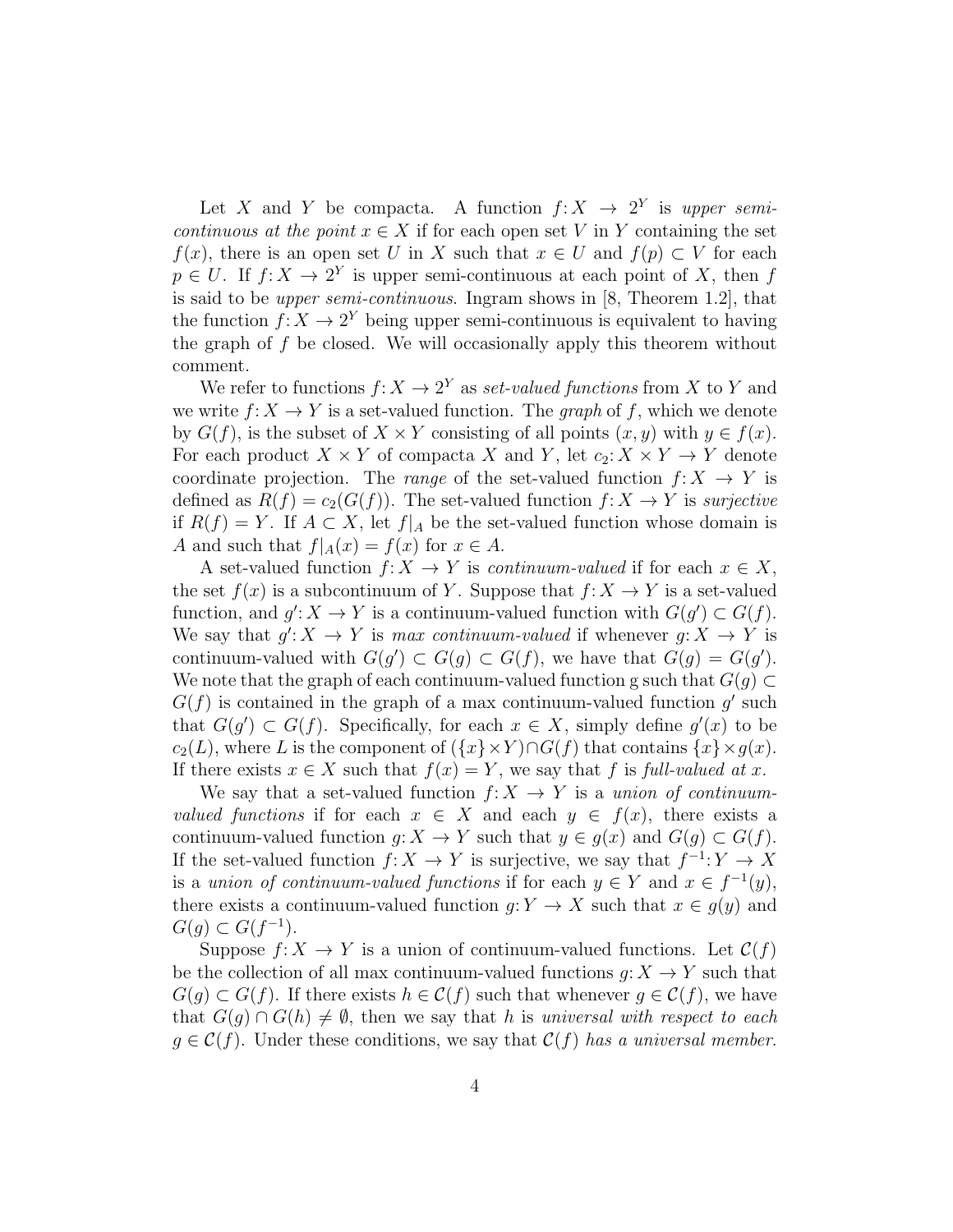Let $X$ and $Y$ be compacta. A function $f: X \to 2^Y$ is *upper semi-continuous at the point* $x \in X$ if for each open set $V$ in $Y$ containing the set $f(x)$, there is an open set $U$ in $X$ such that $x \in U$ and $f(p) \subset V$ for each $p \in U$. If $f: X \to 2^Y$ is upper semi-continuous at each point of $X$, then $f$ is said to be *upper semi-continuous*. Ingram shows in [8, Theorem 1.2], that the function $f: X \to 2^Y$ being upper semi-continuous is equivalent to having the graph of $f$ be closed. We will occasionally apply this theorem without comment.

We refer to functions $f: X \to 2^Y$ as *set-valued functions* from $X$ to $Y$ and we write $f: X \to Y$ is a set-valued function. The *graph* of $f$, which we denote by $G(f)$, is the subset of $X \times Y$ consisting of all points $(x, y)$ with $y \in f(x)$. For each product $X \times Y$ of compacta $X$ and $Y$, let $c_2: X \times Y \to Y$ denote coordinate projection. The *range* of the set-valued function $f: X \to Y$ is defined as $R(f) = c_2(G(f))$. The set-valued function $f: X \to Y$ is *surjective* if $R(f) = Y$. If $A \subset X$, let $f|_A$ be the set-valued function whose domain is $A$ and such that $f|_A(x) = f(x)$ for $x \in A$.

A set-valued function $f: X \to Y$ is *continuum-valued* if for each $x \in X$, the set $f(x)$ is a subcontinuum of $Y$. Suppose that $f: X \to Y$ is a set-valued function, and $g': X \to Y$ is a continuum-valued function with $G(g') \subset G(f)$. We say that $g': X \to Y$ is *max continuum-valued* if whenever $g: X \to Y$ is continuum-valued with $G(g') \subset G(g) \subset G(f)$, we have that $G(g) = G(g')$. We note that the graph of each continuum-valued function g such that $G(g) \subset G(f)$ is contained in the graph of a max continuum-valued function $g'$ such that $G(g') \subset G(f)$. Specifically, for each $x \in X$, simply define $g'(x)$ to be $c_2(L)$, where $L$ is the component of $(\{x\} \times Y) \cap G(f)$ that contains $\{x\} \times g(x)$. If there exists $x \in X$ such that $f(x) = Y$, we say that $f$ is *full-valued at* $x$.

We say that a set-valued function $f: X \to Y$ is a *union of continuum-valued functions* if for each $x \in X$ and each $y \in f(x)$, there exists a continuum-valued function $g: X \to Y$ such that $y \in g(x)$ and $G(g) \subset G(f)$. If the set-valued function $f: X \to Y$ is surjective, we say that $f^{-1}: Y \to X$ is a *union of continuum-valued functions* if for each $y \in Y$ and $x \in f^{-1}(y)$, there exists a continuum-valued function $g: Y \to X$ such that $x \in g(y)$ and $G(g) \subset G(f^{-1})$.

Suppose $f: X \to Y$ is a union of continuum-valued functions. Let $\mathcal{C}(f)$ be the collection of all max continuum-valued functions $g: X \to Y$ such that $G(g) \subset G(f)$. If there exists $h \in \mathcal{C}(f)$ such that whenever $g \in \mathcal{C}(f)$, we have that $G(g) \cap G(h) \neq \emptyset$, then we say that $h$ is *universal with respect to each* $g \in \mathcal{C}(f)$. Under these conditions, we say that $\mathcal{C}(f)$ *has a universal member.*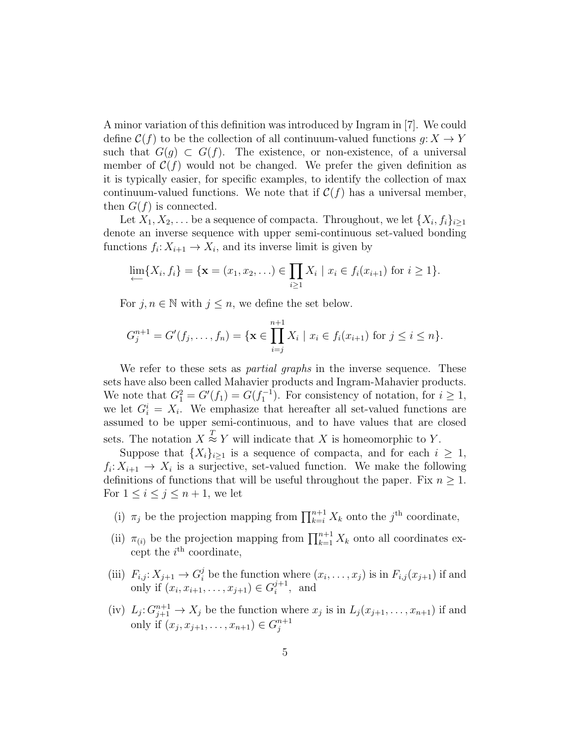A minor variation of this definition was introduced by Ingram in [7]. We could define $\mathcal{C}(f)$ to be the collection of all continuum-valued functions $g\colon X \to Y$ such that $G(g) \subset G(f)$. The existence, or non-existence, of a universal member of $\mathcal{C}(f)$ would not be changed. We prefer the given definition as it is typically easier, for specific examples, to identify the collection of max continuum-valued functions. We note that if $\mathcal{C}(f)$ has a universal member, then $G(f)$ is connected.

Let $X_1, X_2, \ldots$ be a sequence of compacta. Throughout, we let $\{X_i, f_i\}_{i\geq 1}$ denote an inverse sequence with upper semi-continuous set-valued bonding functions $f_i\colon X_{i+1} \to X_i$, and its inverse limit is given by

$$\varprojlim\{X_i, f_i\} = \{\mathbf{x} = (x_1, x_2, \ldots) \in \prod_{i\geq 1} X_i \mid x_i \in f_i(x_{i+1}) \text{ for } i \geq 1\}.$$

For $j, n \in \mathbb{N}$ with $j \leq n$, we define the set below.

$$G_j^{n+1} = G'(f_j, \ldots, f_n) = \{\mathbf{x} \in \prod_{i=j}^{n+1} X_i \mid x_i \in f_i(x_{i+1}) \text{ for } j \leq i \leq n\}.$$

We refer to these sets as *partial graphs* in the inverse sequence. These sets have also been called Mahavier products and Ingram-Mahavier products. We note that $G_1^2 = G'(f_1) = G(f_1^{-1})$. For consistency of notation, for $i \geq 1$, we let $G_i^i = X_i$. We emphasize that hereafter all set-valued functions are assumed to be upper semi-continuous, and to have values that are closed sets. The notation $X \overset{T}{\approx} Y$ will indicate that $X$ is homeomorphic to $Y$.

Suppose that $\{X_i\}_{i\geq 1}$ is a sequence of compacta, and for each $i \geq 1$, $f_i\colon X_{i+1} \to X_i$ is a surjective, set-valued function. We make the following definitions of functions that will be useful throughout the paper. Fix $n \geq 1$. For $1 \leq i \leq j \leq n+1$, we let

(i) $\pi_j$ be the projection mapping from $\prod_{k=i}^{n+1} X_k$ onto the $j^{\text{th}}$ coordinate,

(ii) $\pi_{(i)}$ be the projection mapping from $\prod_{k=1}^{n+1} X_k$ onto all coordinates except the $i^{\text{th}}$ coordinate,

(iii) $F_{i,j}\colon X_{j+1} \to G_i^j$ be the function where $(x_i, \ldots, x_j)$ is in $F_{i,j}(x_{j+1})$ if and only if $(x_i, x_{i+1}, \ldots, x_{j+1}) \in G_i^{j+1}$, and

(iv) $L_j\colon G_{j+1}^{n+1} \to X_j$ be the function where $x_j$ is in $L_j(x_{j+1}, \ldots, x_{n+1})$ if and only if $(x_j, x_{j+1}, \ldots, x_{n+1}) \in G_j^{n+1}$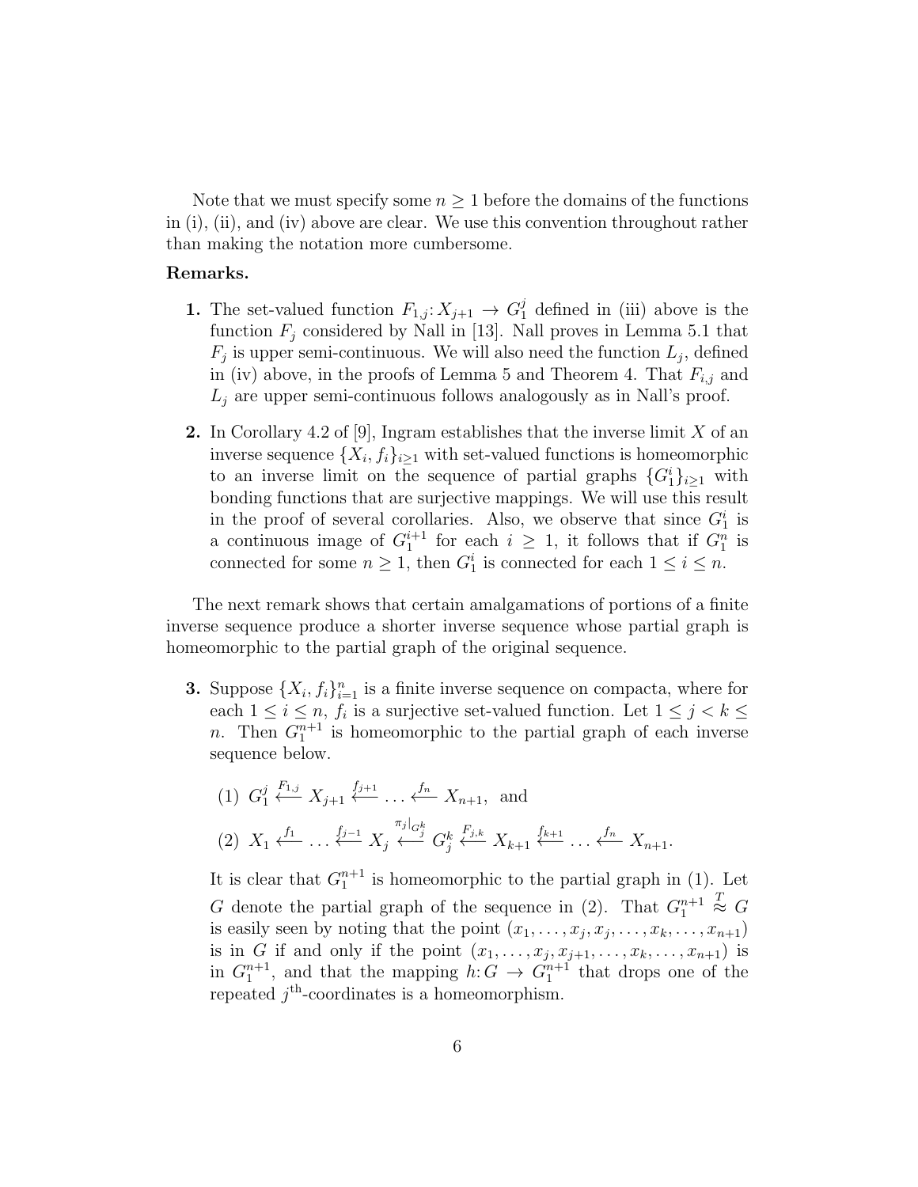Note that we must specify some $n \geq 1$ before the domains of the functions in (i), (ii), and (iv) above are clear. We use this convention throughout rather than making the notation more cumbersome.

**Remarks.**

**1.** The set-valued function $F_{1,j}: X_{j+1} \to G_1^j$ defined in (iii) above is the function $F_j$ considered by Nall in [13]. Nall proves in Lemma 5.1 that $F_j$ is upper semi-continuous. We will also need the function $L_j$, defined in (iv) above, in the proofs of Lemma 5 and Theorem 4. That $F_{i,j}$ and $L_j$ are upper semi-continuous follows analogously as in Nall's proof.

**2.** In Corollary 4.2 of [9], Ingram establishes that the inverse limit $X$ of an inverse sequence $\{X_i, f_i\}_{i \geq 1}$ with set-valued functions is homeomorphic to an inverse limit on the sequence of partial graphs $\{G_1^i\}_{i \geq 1}$ with bonding functions that are surjective mappings. We will use this result in the proof of several corollaries. Also, we observe that since $G_1^i$ is a continuous image of $G_1^{i+1}$ for each $i \geq 1$, it follows that if $G_1^n$ is connected for some $n \geq 1$, then $G_1^i$ is connected for each $1 \leq i \leq n$.

The next remark shows that certain amalgamations of portions of a finite inverse sequence produce a shorter inverse sequence whose partial graph is homeomorphic to the partial graph of the original sequence.

**3.** Suppose $\{X_i, f_i\}_{i=1}^n$ is a finite inverse sequence on compacta, where for each $1 \leq i \leq n$, $f_i$ is a surjective set-valued function. Let $1 \leq j < k \leq n$. Then $G_1^{n+1}$ is homeomorphic to the partial graph of each inverse sequence below.

(1) $G_1^j \xleftarrow{F_{1,j}} X_{j+1} \xleftarrow{f_{j+1}} \ldots \xleftarrow{f_n} X_{n+1}$, and

(2) $X_1 \xleftarrow{f_1} \ldots \xleftarrow{f_{j-1}} X_j \xleftarrow{\pi_j|_{G_j^k}} G_j^k \xleftarrow{F_{j,k}} X_{k+1} \xleftarrow{f_{k+1}} \ldots \xleftarrow{f_n} X_{n+1}$.

It is clear that $G_1^{n+1}$ is homeomorphic to the partial graph in (1). Let $G$ denote the partial graph of the sequence in (2). That $G_1^{n+1} \overset{T}{\approx} G$ is easily seen by noting that the point $(x_1, \ldots, x_j, x_j, \ldots, x_k, \ldots, x_{n+1})$ is in $G$ if and only if the point $(x_1, \ldots, x_j, x_{j+1}, \ldots, x_k, \ldots, x_{n+1})$ is in $G_1^{n+1}$, and that the mapping $h: G \to G_1^{n+1}$ that drops one of the repeated $j^{\text{th}}$-coordinates is a homeomorphism.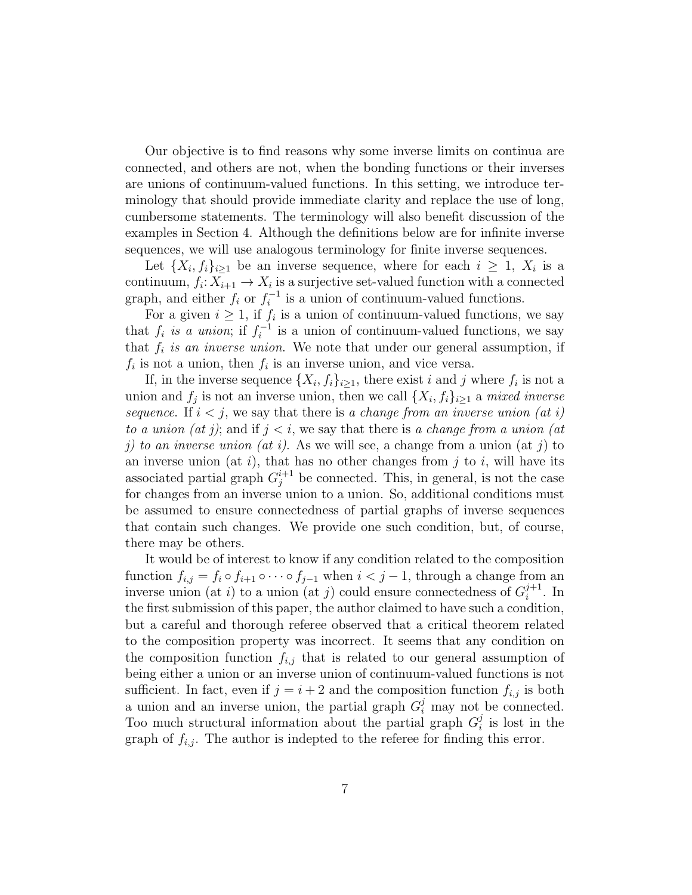Our objective is to find reasons why some inverse limits on continua are connected, and others are not, when the bonding functions or their inverses are unions of continuum-valued functions. In this setting, we introduce terminology that should provide immediate clarity and replace the use of long, cumbersome statements. The terminology will also benefit discussion of the examples in Section 4. Although the definitions below are for infinite inverse sequences, we will use analogous terminology for finite inverse sequences.

Let $\{X_i, f_i\}_{i\geq 1}$ be an inverse sequence, where for each $i \geq 1$, $X_i$ is a continuum, $f_i: X_{i+1} \to X_i$ is a surjective set-valued function with a connected graph, and either $f_i$ or $f_i^{-1}$ is a union of continuum-valued functions.

For a given $i \geq 1$, if $f_i$ is a union of continuum-valued functions, we say that $f_i$ *is a union*; if $f_i^{-1}$ is a union of continuum-valued functions, we say that $f_i$ *is an inverse union*. We note that under our general assumption, if $f_i$ is not a union, then $f_i$ is an inverse union, and vice versa.

If, in the inverse sequence $\{X_i, f_i\}_{i\geq 1}$, there exist $i$ and $j$ where $f_i$ is not a union and $f_j$ is not an inverse union, then we call $\{X_i, f_i\}_{i\geq 1}$ a *mixed inverse sequence*. If $i < j$, we say that there is *a change from an inverse union (at $i$) to a union (at $j$)*; and if $j < i$, we say that there is *a change from a union (at $j$) to an inverse union (at $i$)*. As we will see, a change from a union (at $j$) to an inverse union (at $i$), that has no other changes from $j$ to $i$, will have its associated partial graph $G_j^{i+1}$ be connected. This, in general, is not the case for changes from an inverse union to a union. So, additional conditions must be assumed to ensure connectedness of partial graphs of inverse sequences that contain such changes. We provide one such condition, but, of course, there may be others.

It would be of interest to know if any condition related to the composition function $f_{i,j} = f_i \circ f_{i+1} \circ \cdots \circ f_{j-1}$ when $i < j-1$, through a change from an inverse union (at $i$) to a union (at $j$) could ensure connectedness of $G_i^{j+1}$. In the first submission of this paper, the author claimed to have such a condition, but a careful and thorough referee observed that a critical theorem related to the composition property was incorrect. It seems that any condition on the composition function $f_{i,j}$ that is related to our general assumption of being either a union or an inverse union of continuum-valued functions is not sufficient. In fact, even if $j = i+2$ and the composition function $f_{i,j}$ is both a union and an inverse union, the partial graph $G_i^j$ may not be connected. Too much structural information about the partial graph $G_i^j$ is lost in the graph of $f_{i,j}$. The author is indepted to the referee for finding this error.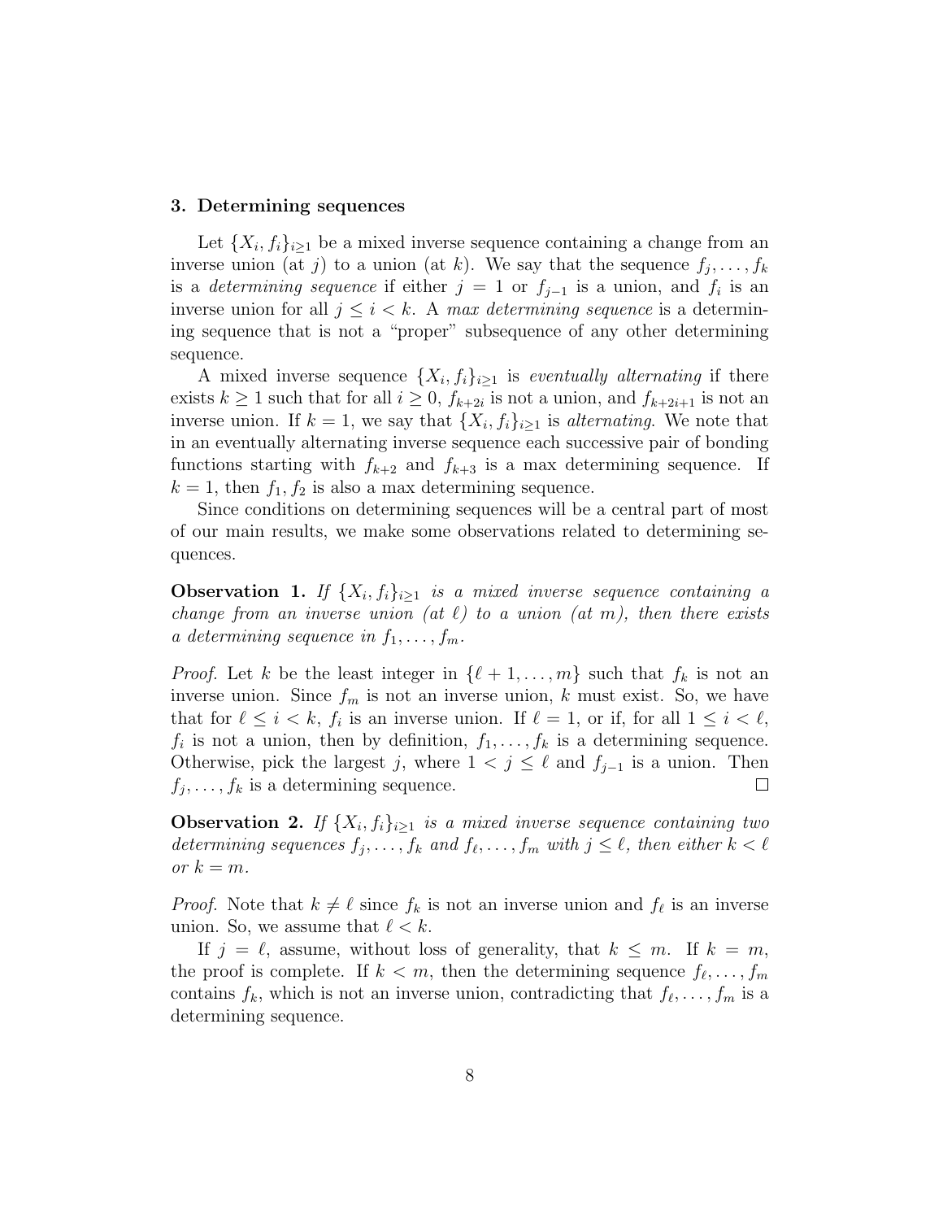## 3. Determining sequences

Let $\{X_i, f_i\}_{i\geq 1}$ be a mixed inverse sequence containing a change from an inverse union (at $j$) to a union (at $k$). We say that the sequence $f_j, \ldots, f_k$ is a *determining sequence* if either $j = 1$ or $f_{j-1}$ is a union, and $f_i$ is an inverse union for all $j \leq i < k$. A *max determining sequence* is a determining sequence that is not a "proper" subsequence of any other determining sequence.

A mixed inverse sequence $\{X_i, f_i\}_{i\geq 1}$ is *eventually alternating* if there exists $k \geq 1$ such that for all $i \geq 0$, $f_{k+2i}$ is not a union, and $f_{k+2i+1}$ is not an inverse union. If $k = 1$, we say that $\{X_i, f_i\}_{i\geq 1}$ is *alternating*. We note that in an eventually alternating inverse sequence each successive pair of bonding functions starting with $f_{k+2}$ and $f_{k+3}$ is a max determining sequence. If $k = 1$, then $f_1, f_2$ is also a max determining sequence.

Since conditions on determining sequences will be a central part of most of our main results, we make some observations related to determining sequences.

**Observation 1.** *If $\{X_i, f_i\}_{i\geq 1}$ is a mixed inverse sequence containing a change from an inverse union (at $\ell$) to a union (at $m$), then there exists a determining sequence in $f_1, \ldots, f_m$.*

*Proof.* Let $k$ be the least integer in $\{\ell + 1, \ldots, m\}$ such that $f_k$ is not an inverse union. Since $f_m$ is not an inverse union, $k$ must exist. So, we have that for $\ell \leq i < k$, $f_i$ is an inverse union. If $\ell = 1$, or if, for all $1 \leq i < \ell$, $f_i$ is not a union, then by definition, $f_1, \ldots, f_k$ is a determining sequence. Otherwise, pick the largest $j$, where $1 < j \leq \ell$ and $f_{j-1}$ is a union. Then $f_j, \ldots, f_k$ is a determining sequence. □

**Observation 2.** *If $\{X_i, f_i\}_{i\geq 1}$ is a mixed inverse sequence containing two determining sequences $f_j, \ldots, f_k$ and $f_\ell, \ldots, f_m$ with $j \leq \ell$, then either $k < \ell$ or $k = m$.*

*Proof.* Note that $k \neq \ell$ since $f_k$ is not an inverse union and $f_\ell$ is an inverse union. So, we assume that $\ell < k$.

If $j = \ell$, assume, without loss of generality, that $k \leq m$. If $k = m$, the proof is complete. If $k < m$, then the determining sequence $f_\ell, \ldots, f_m$ contains $f_k$, which is not an inverse union, contradicting that $f_\ell, \ldots, f_m$ is a determining sequence.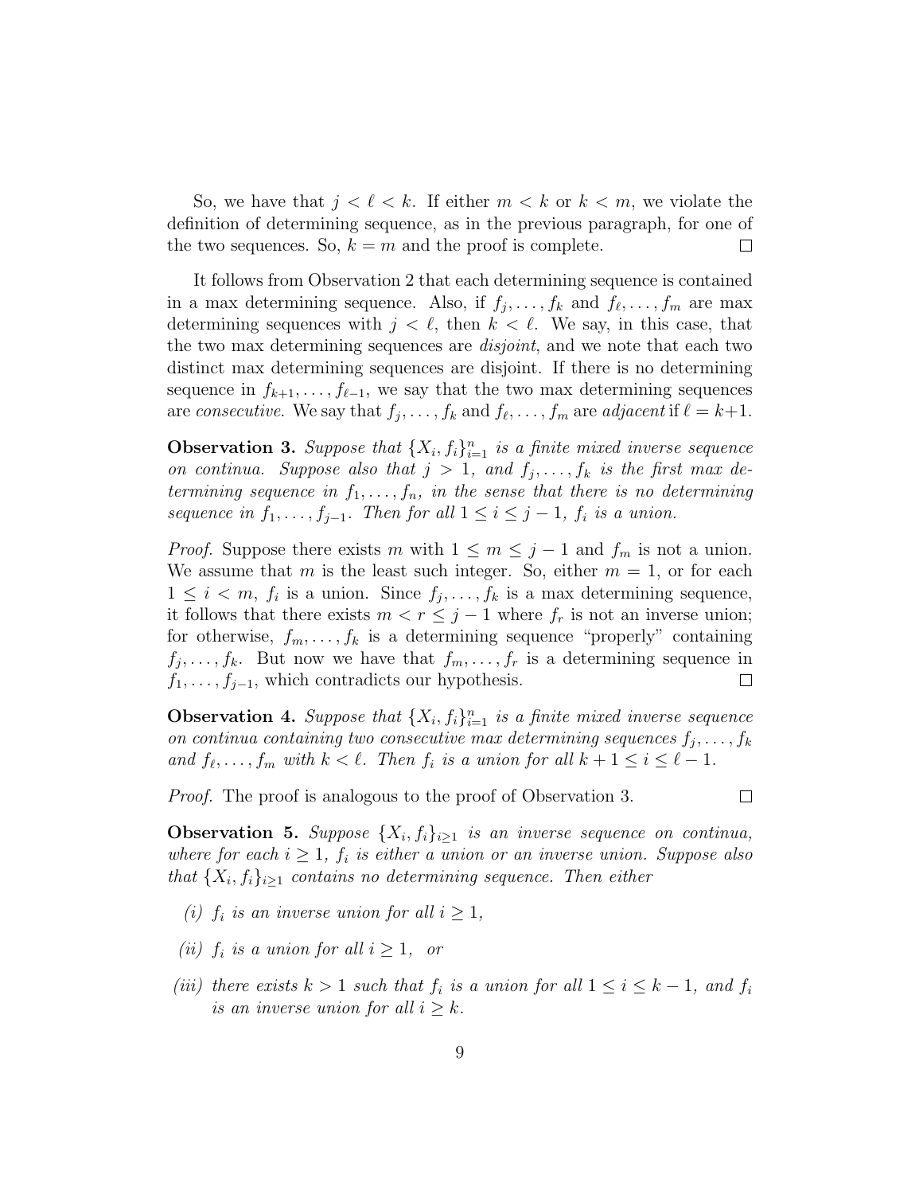So, we have that $j < \ell < k$. If either $m < k$ or $k < m$, we violate the definition of determining sequence, as in the previous paragraph, for one of the two sequences. So, $k = m$ and the proof is complete. $\square$

It follows from Observation 2 that each determining sequence is contained in a max determining sequence. Also, if $f_j, \ldots, f_k$ and $f_\ell, \ldots, f_m$ are max determining sequences with $j < \ell$, then $k < \ell$. We say, in this case, that the two max determining sequences are *disjoint*, and we note that each two distinct max determining sequences are disjoint. If there is no determining sequence in $f_{k+1}, \ldots, f_{\ell-1}$, we say that the two max determining sequences are *consecutive*. We say that $f_j, \ldots, f_k$ and $f_\ell, \ldots, f_m$ are *adjacent* if $\ell = k+1$.

**Observation 3.** *Suppose that $\{X_i, f_i\}_{i=1}^n$ is a finite mixed inverse sequence on continua. Suppose also that $j > 1$, and $f_j, \ldots, f_k$ is the first max determining sequence in $f_1, \ldots, f_n$, in the sense that there is no determining sequence in $f_1, \ldots, f_{j-1}$. Then for all $1 \leq i \leq j-1$, $f_i$ is a union.*

*Proof.* Suppose there exists $m$ with $1 \leq m \leq j-1$ and $f_m$ is not a union. We assume that $m$ is the least such integer. So, either $m = 1$, or for each $1 \leq i < m$, $f_i$ is a union. Since $f_j, \ldots, f_k$ is a max determining sequence, it follows that there exists $m < r \leq j-1$ where $f_r$ is not an inverse union; for otherwise, $f_m, \ldots, f_k$ is a determining sequence "properly" containing $f_j, \ldots, f_k$. But now we have that $f_m, \ldots, f_r$ is a determining sequence in $f_1, \ldots, f_{j-1}$, which contradicts our hypothesis. $\square$

**Observation 4.** *Suppose that $\{X_i, f_i\}_{i=1}^n$ is a finite mixed inverse sequence on continua containing two consecutive max determining sequences $f_j, \ldots, f_k$ and $f_\ell, \ldots, f_m$ with $k < \ell$. Then $f_i$ is a union for all $k+1 \leq i \leq \ell-1$.*

*Proof.* The proof is analogous to the proof of Observation 3. $\square$

**Observation 5.** *Suppose $\{X_i, f_i\}_{i\geq 1}$ is an inverse sequence on continua, where for each $i \geq 1$, $f_i$ is either a union or an inverse union. Suppose also that $\{X_i, f_i\}_{i\geq 1}$ contains no determining sequence. Then either*

- *(i) $f_i$ is an inverse union for all $i \geq 1$,*
- *(ii) $f_i$ is a union for all $i \geq 1$, or*
- *(iii) there exists $k > 1$ such that $f_i$ is a union for all $1 \leq i \leq k-1$, and $f_i$ is an inverse union for all $i \geq k$.*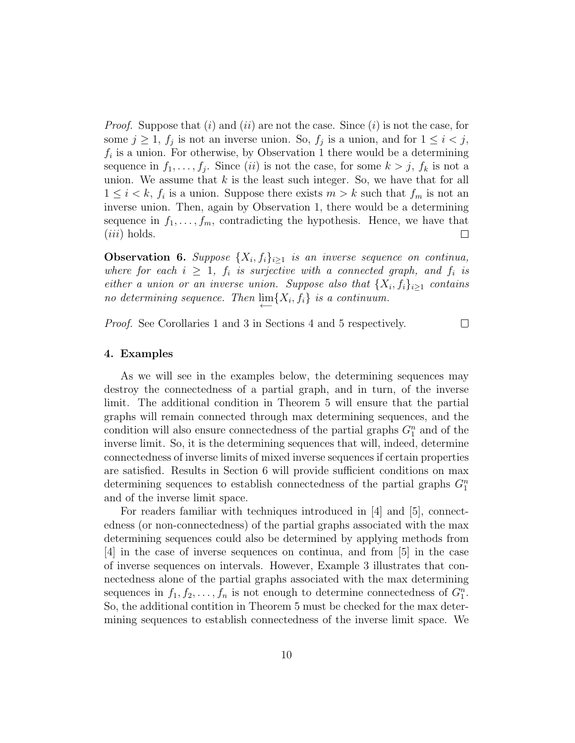*Proof.* Suppose that $(i)$ and $(ii)$ are not the case. Since $(i)$ is not the case, for some $j \geq 1$, $f_j$ is not an inverse union. So, $f_j$ is a union, and for $1 \leq i < j$, $f_i$ is a union. For otherwise, by Observation 1 there would be a determining sequence in $f_1, \ldots, f_j$. Since $(ii)$ is not the case, for some $k > j$, $f_k$ is not a union. We assume that $k$ is the least such integer. So, we have that for all $1 \leq i < k$, $f_i$ is a union. Suppose there exists $m > k$ such that $f_m$ is not an inverse union. Then, again by Observation 1, there would be a determining sequence in $f_1, \ldots, f_m$, contradicting the hypothesis. Hence, we have that $(iii)$ holds. □

**Observation 6.** *Suppose $\{X_i, f_i\}_{i \geq 1}$ is an inverse sequence on continua, where for each $i \geq 1$, $f_i$ is surjective with a connected graph, and $f_i$ is either a union or an inverse union. Suppose also that $\{X_i, f_i\}_{i \geq 1}$ contains no determining sequence. Then $\varprojlim\{X_i, f_i\}$ is a continuum.*

*Proof.* See Corollaries 1 and 3 in Sections 4 and 5 respectively. □

## 4. Examples

As we will see in the examples below, the determining sequences may destroy the connectedness of a partial graph, and in turn, of the inverse limit. The additional condition in Theorem 5 will ensure that the partial graphs will remain connected through max determining sequences, and the condition will also ensure connectedness of the partial graphs $G_1^n$ and of the inverse limit. So, it is the determining sequences that will, indeed, determine connectedness of inverse limits of mixed inverse sequences if certain properties are satisfied. Results in Section 6 will provide sufficient conditions on max determining sequences to establish connectedness of the partial graphs $G_1^n$ and of the inverse limit space.

For readers familiar with techniques introduced in [4] and [5], connectedness (or non-connectedness) of the partial graphs associated with the max determining sequences could also be determined by applying methods from [4] in the case of inverse sequences on continua, and from [5] in the case of inverse sequences on intervals. However, Example 3 illustrates that connectedness alone of the partial graphs associated with the max determining sequences in $f_1, f_2, \ldots, f_n$ is not enough to determine connectedness of $G_1^n$. So, the additional contition in Theorem 5 must be checked for the max determining sequences to establish connectedness of the inverse limit space. We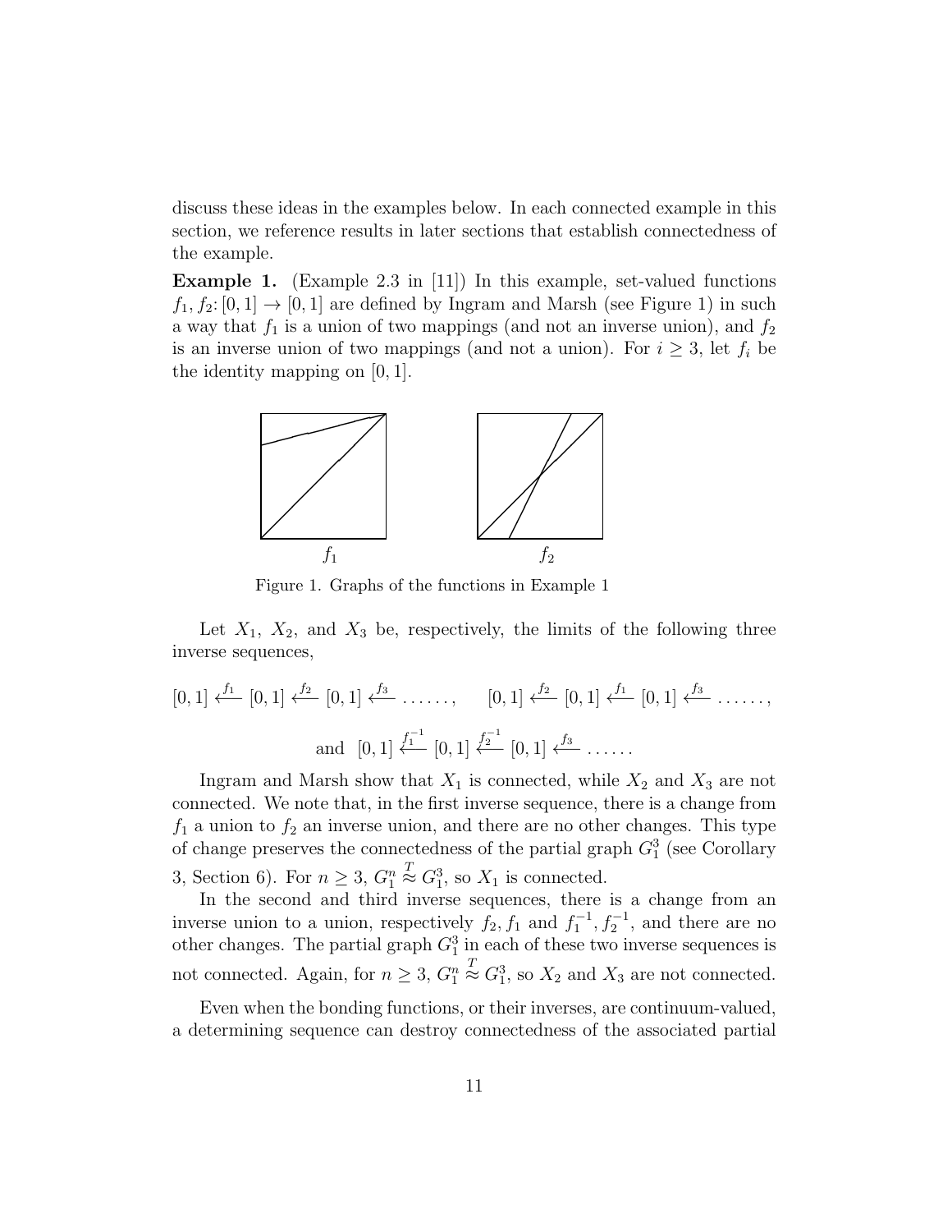discuss these ideas in the examples below. In each connected example in this section, we reference results in later sections that establish connectedness of the example.

**Example 1.** (Example 2.3 in [11]) In this example, set-valued functions $f_1, f_2 \colon [0,1] \to [0,1]$ are defined by Ingram and Marsh (see Figure 1) in such a way that $f_1$ is a union of two mappings (and not an inverse union), and $f_2$ is an inverse union of two mappings (and not a union). For $i \geq 3$, let $f_i$ be the identity mapping on $[0,1]$.

$f_1$

$f_2$

Figure 1. Graphs of the functions in Example 1

Let $X_1$, $X_2$, and $X_3$ be, respectively, the limits of the following three inverse sequences,

$$[0,1] \xleftarrow{f_1} [0,1] \xleftarrow{f_2} [0,1] \xleftarrow{f_3} \ldots\ldots, \qquad [0,1] \xleftarrow{f_2} [0,1] \xleftarrow{f_1} [0,1] \xleftarrow{f_3} \ldots\ldots,$$

$$\text{and } \; [0,1] \xleftarrow{f_1^{-1}} [0,1] \xleftarrow{f_2^{-1}} [0,1] \xleftarrow{f_3} \ldots\ldots$$

Ingram and Marsh show that $X_1$ is connected, while $X_2$ and $X_3$ are not connected. We note that, in the first inverse sequence, there is a change from $f_1$ a union to $f_2$ an inverse union, and there are no other changes. This type of change preserves the connectedness of the partial graph $G_1^3$ (see Corollary 3, Section 6). For $n \geq 3$, $G_1^n \overset{T}{\approx} G_1^3$, so $X_1$ is connected.

In the second and third inverse sequences, there is a change from an inverse union to a union, respectively $f_2, f_1$ and $f_1^{-1}, f_2^{-1}$, and there are no other changes. The partial graph $G_1^3$ in each of these two inverse sequences is not connected. Again, for $n \geq 3$, $G_1^n \overset{T}{\approx} G_1^3$, so $X_2$ and $X_3$ are not connected.

Even when the bonding functions, or their inverses, are continuum-valued, a determining sequence can destroy connectedness of the associated partial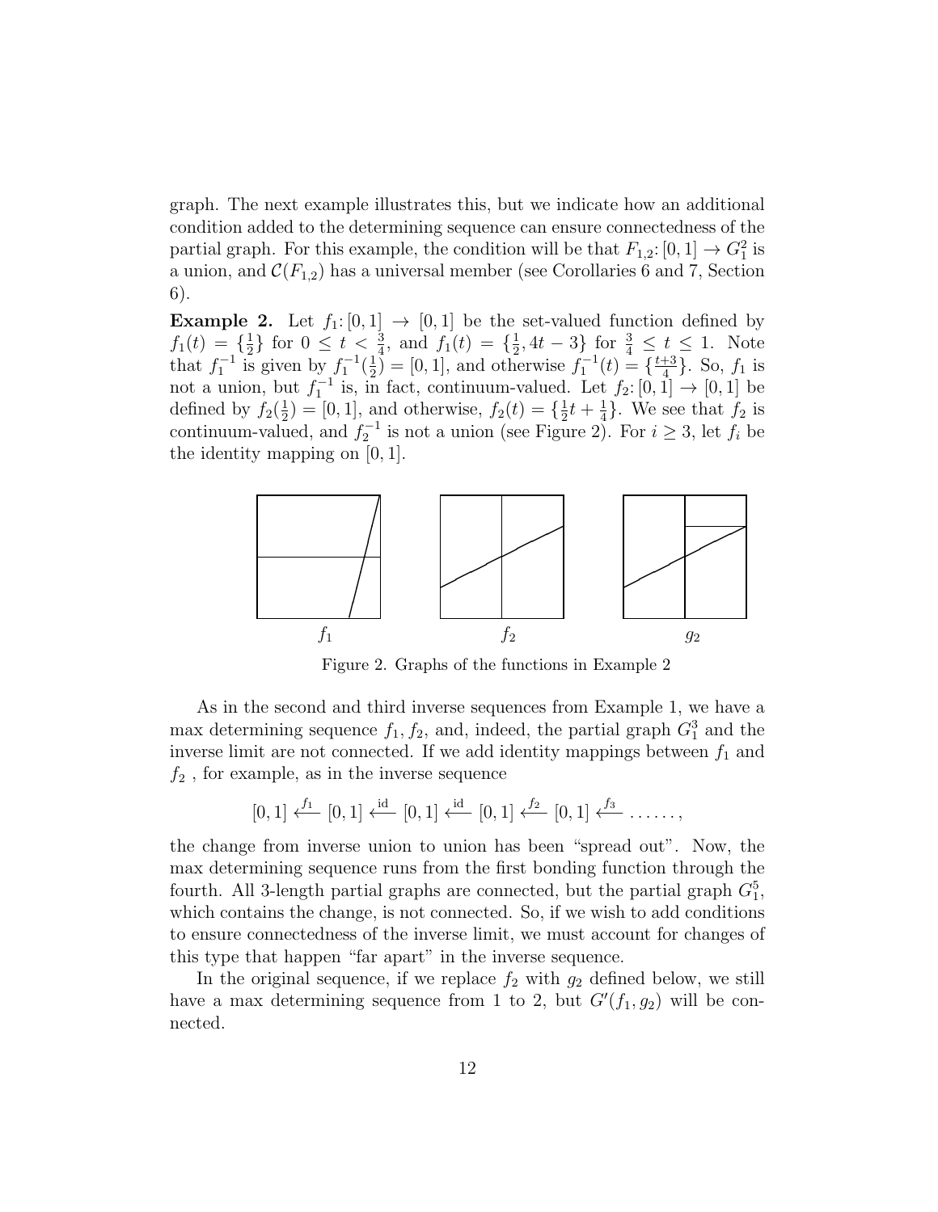graph. The next example illustrates this, but we indicate how an additional condition added to the determining sequence can ensure connectedness of the partial graph. For this example, the condition will be that $F_{1,2}\colon [0,1] \to G_1^2$ is a union, and $\mathcal{C}(F_{1,2})$ has a universal member (see Corollaries 6 and 7, Section 6).

**Example 2.** Let $f_1\colon [0,1] \to [0,1]$ be the set-valued function defined by $f_1(t) = \{\frac{1}{2}\}$ for $0 \leq t < \frac{3}{4}$, and $f_1(t) = \{\frac{1}{2}, 4t-3\}$ for $\frac{3}{4} \leq t \leq 1$. Note that $f_1^{-1}$ is given by $f_1^{-1}(\frac{1}{2}) = [0,1]$, and otherwise $f_1^{-1}(t) = \{\frac{t+3}{4}\}$. So, $f_1$ is not a union, but $f_1^{-1}$ is, in fact, continuum-valued. Let $f_2\colon [0,1] \to [0,1]$ be defined by $f_2(\frac{1}{2}) = [0,1]$, and otherwise, $f_2(t) = \{\frac{1}{2}t + \frac{1}{4}\}$. We see that $f_2$ is continuum-valued, and $f_2^{-1}$ is not a union (see Figure 2). For $i \geq 3$, let $f_i$ be the identity mapping on $[0,1]$.

Figure 2. Graphs of the functions in Example 2

As in the second and third inverse sequences from Example 1, we have a max determining sequence $f_1, f_2$, and, indeed, the partial graph $G_1^3$ and the inverse limit are not connected. If we add identity mappings between $f_1$ and $f_2$ , for example, as in the inverse sequence

$$[0,1] \xleftarrow{f_1} [0,1] \xleftarrow{\text{id}} [0,1] \xleftarrow{\text{id}} [0,1] \xleftarrow{f_2} [0,1] \xleftarrow{f_3} \ldots\ldots,$$

the change from inverse union to union has been "spread out". Now, the max determining sequence runs from the first bonding function through the fourth. All 3-length partial graphs are connected, but the partial graph $G_1^5$, which contains the change, is not connected. So, if we wish to add conditions to ensure connectedness of the inverse limit, we must account for changes of this type that happen "far apart" in the inverse sequence.

In the original sequence, if we replace $f_2$ with $g_2$ defined below, we still have a max determining sequence from 1 to 2, but $G'(f_1, g_2)$ will be connected.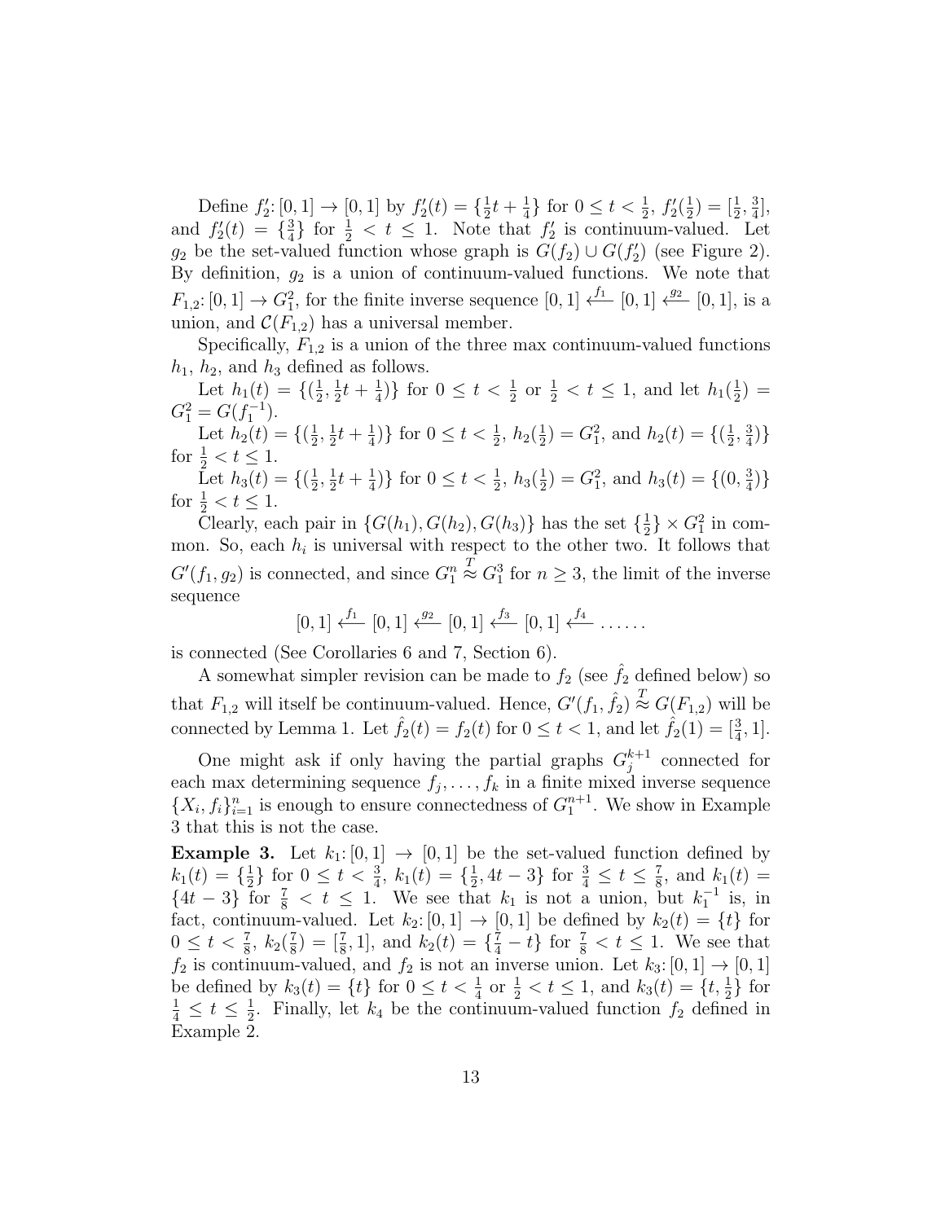Define $f_2'\colon [0,1] \to [0,1]$ by $f_2'(t) = \{\frac{1}{2}t + \frac{1}{4}\}$ for $0 \le t < \frac{1}{2}$, $f_2'(\frac{1}{2}) = [\frac{1}{2}, \frac{3}{4}]$, and $f_2'(t) = \{\frac{3}{4}\}$ for $\frac{1}{2} < t \le 1$. Note that $f_2'$ is continuum-valued. Let $g_2$ be the set-valued function whose graph is $G(f_2) \cup G(f_2')$ (see Figure 2). By definition, $g_2$ is a union of continuum-valued functions. We note that $F_{1,2}\colon [0,1] \to G_1^2$, for the finite inverse sequence $[0,1] \xleftarrow{f_1} [0,1] \xleftarrow{g_2} [0,1]$, is a union, and $\mathcal{C}(F_{1,2})$ has a universal member.

Specifically, $F_{1,2}$ is a union of the three max continuum-valued functions $h_1$, $h_2$, and $h_3$ defined as follows.

Let $h_1(t) = \{(\frac{1}{2}, \frac{1}{2}t + \frac{1}{4})\}$ for $0 \le t < \frac{1}{2}$ or $\frac{1}{2} < t \le 1$, and let $h_1(\frac{1}{2}) = G_1^2 = G(f_1^{-1})$.

Let $h_2(t) = \{(\frac{1}{2}, \frac{1}{2}t + \frac{1}{4})\}$ for $0 \le t < \frac{1}{2}$, $h_2(\frac{1}{2}) = G_1^2$, and $h_2(t) = \{(\frac{1}{2}, \frac{3}{4})\}$ for $\frac{1}{2} < t \le 1$.

Let $h_3(t) = \{(\frac{1}{2}, \frac{1}{2}t + \frac{1}{4})\}$ for $0 \le t < \frac{1}{2}$, $h_3(\frac{1}{2}) = G_1^2$, and $h_3(t) = \{(0, \frac{3}{4})\}$ for $\frac{1}{2} < t \le 1$.

Clearly, each pair in $\{G(h_1), G(h_2), G(h_3)\}$ has the set $\{\frac{1}{2}\} \times G_1^2$ in common. So, each $h_i$ is universal with respect to the other two. It follows that $G'(f_1, g_2)$ is connected, and since $G_1^n \overset{T}{\approx} G_1^3$ for $n \ge 3$, the limit of the inverse sequence

$$[0,1] \xleftarrow{f_1} [0,1] \xleftarrow{g_2} [0,1] \xleftarrow{f_3} [0,1] \xleftarrow{f_4} \ldots\ldots$$

is connected (See Corollaries 6 and 7, Section 6).

A somewhat simpler revision can be made to $f_2$ (see $\hat{f}_2$ defined below) so that $F_{1,2}$ will itself be continuum-valued. Hence, $G'(f_1, \hat{f}_2) \overset{T}{\approx} G(F_{1,2})$ will be connected by Lemma 1. Let $\hat{f}_2(t) = f_2(t)$ for $0 \le t < 1$, and let $\hat{f}_2(1) = [\frac{3}{4}, 1]$.

One might ask if only having the partial graphs $G_j^{k+1}$ connected for each max determining sequence $f_j, \ldots, f_k$ in a finite mixed inverse sequence $\{X_i, f_i\}_{i=1}^n$ is enough to ensure connectedness of $G_1^{n+1}$. We show in Example 3 that this is not the case.

**Example 3.** Let $k_1\colon [0,1] \to [0,1]$ be the set-valued function defined by $k_1(t) = \{\frac{1}{2}\}$ for $0 \le t < \frac{3}{4}$, $k_1(t) = \{\frac{1}{2}, 4t - 3\}$ for $\frac{3}{4} \le t \le \frac{7}{8}$, and $k_1(t) = \{4t - 3\}$ for $\frac{7}{8} < t \le 1$. We see that $k_1$ is not a union, but $k_1^{-1}$ is, in fact, continuum-valued. Let $k_2\colon [0,1] \to [0,1]$ be defined by $k_2(t) = \{t\}$ for $0 \le t < \frac{7}{8}$, $k_2(\frac{7}{8}) = [\frac{7}{8}, 1]$, and $k_2(t) = \{\frac{7}{4} - t\}$ for $\frac{7}{8} < t \le 1$. We see that $f_2$ is continuum-valued, and $f_2$ is not an inverse union. Let $k_3\colon [0,1] \to [0,1]$ be defined by $k_3(t) = \{t\}$ for $0 \le t < \frac{1}{4}$ or $\frac{1}{2} < t \le 1$, and $k_3(t) = \{t, \frac{1}{2}\}$ for $\frac{1}{4} \le t \le \frac{1}{2}$. Finally, let $k_4$ be the continuum-valued function $f_2$ defined in Example 2.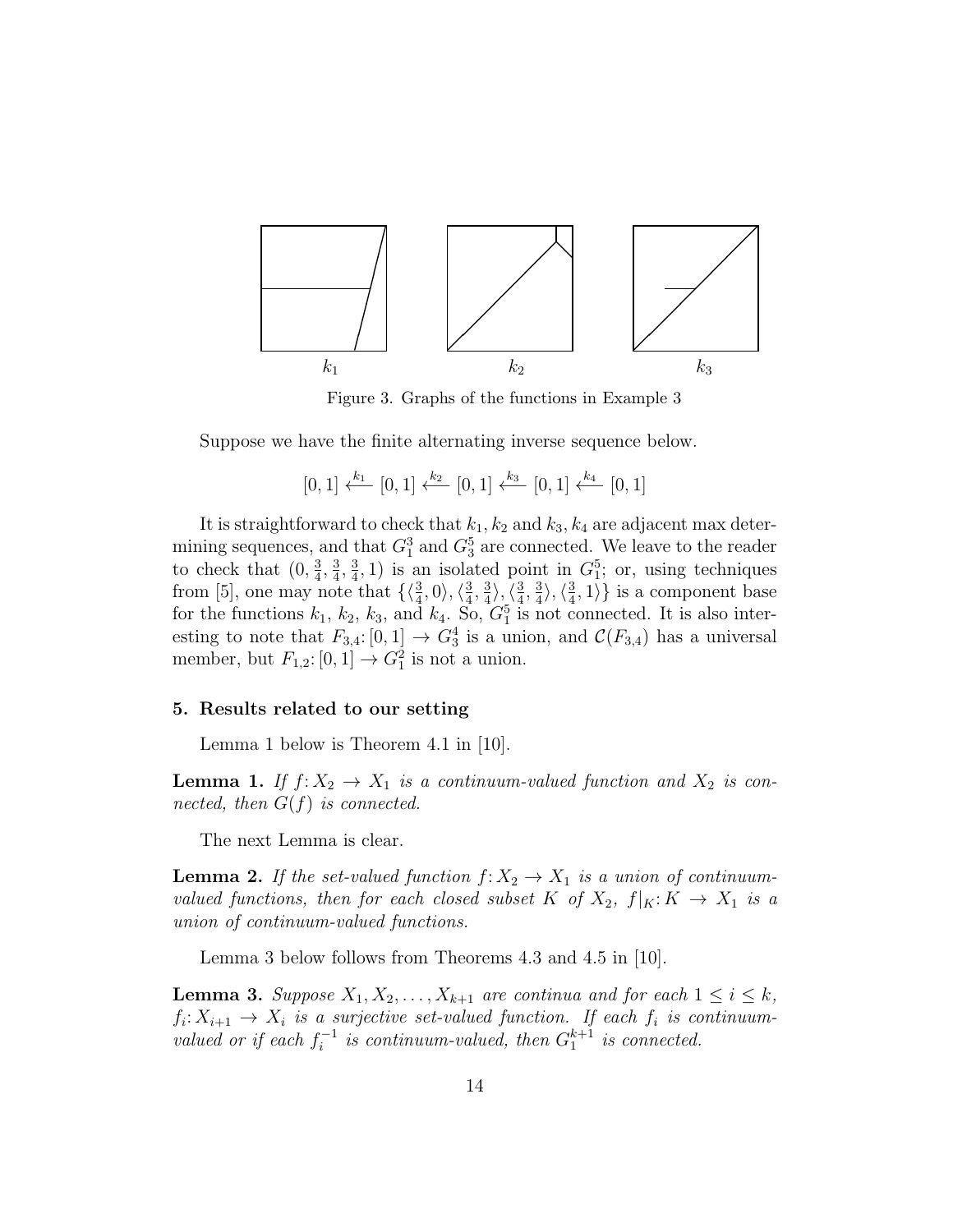$k_1$ $k_2$ $k_3$

Figure 3. Graphs of the functions in Example 3

Suppose we have the finite alternating inverse sequence below.

$$[0,1] \xleftarrow{k_1} [0,1] \xleftarrow{k_2} [0,1] \xleftarrow{k_3} [0,1] \xleftarrow{k_4} [0,1]$$

It is straightforward to check that $k_1, k_2$ and $k_3, k_4$ are adjacent max determining sequences, and that $G_1^3$ and $G_3^5$ are connected. We leave to the reader to check that $(0, \frac{3}{4}, \frac{3}{4}, \frac{3}{4}, 1)$ is an isolated point in $G_1^5$; or, using techniques from [5], one may note that $\{\langle \frac{3}{4}, 0\rangle, \langle \frac{3}{4}, \frac{3}{4}\rangle, \langle \frac{3}{4}, \frac{3}{4}\rangle, \langle \frac{3}{4}, 1\rangle\}$ is a component base for the functions $k_1$, $k_2$, $k_3$, and $k_4$. So, $G_1^5$ is not connected. It is also interesting to note that $F_{3,4}\colon [0,1] \to G_3^4$ is a union, and $\mathcal{C}(F_{3,4})$ has a universal member, but $F_{1,2}\colon [0,1] \to G_1^2$ is not a union.

### 5. Results related to our setting

Lemma 1 below is Theorem 4.1 in [10].

**Lemma 1.** *If $f\colon X_2 \to X_1$ is a continuum-valued function and $X_2$ is connected, then $G(f)$ is connected.*

The next Lemma is clear.

**Lemma 2.** *If the set-valued function $f\colon X_2 \to X_1$ is a union of continuum-valued functions, then for each closed subset $K$ of $X_2$, $f|_K\colon K \to X_1$ is a union of continuum-valued functions.*

Lemma 3 below follows from Theorems 4.3 and 4.5 in [10].

**Lemma 3.** *Suppose $X_1, X_2, \ldots, X_{k+1}$ are continua and for each $1 \le i \le k$, $f_i\colon X_{i+1} \to X_i$ is a surjective set-valued function. If each $f_i$ is continuum-valued or if each $f_i^{-1}$ is continuum-valued, then $G_1^{k+1}$ is connected.*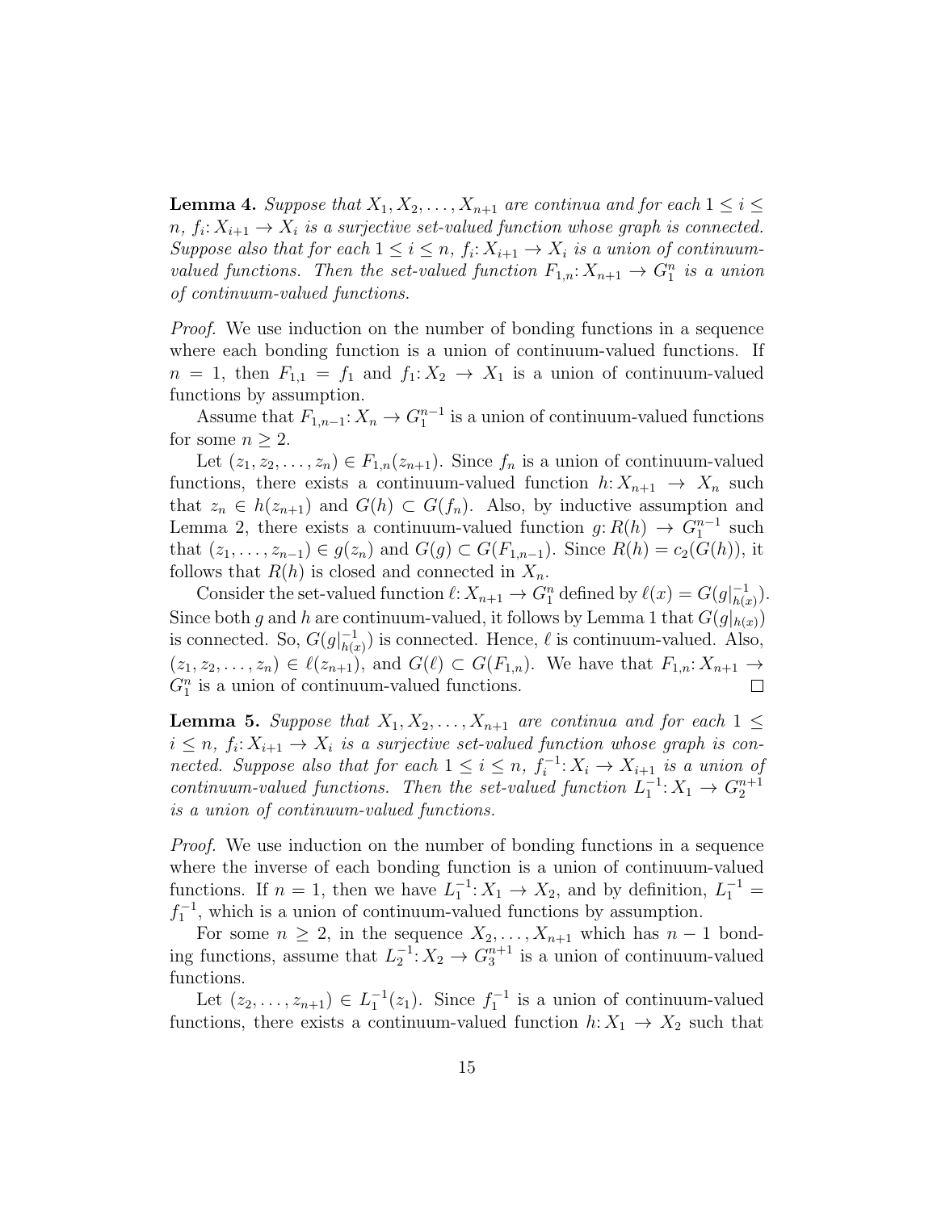**Lemma 4.** *Suppose that $X_1, X_2, \ldots, X_{n+1}$ are continua and for each $1 \leq i \leq n$, $f_i\colon X_{i+1} \to X_i$ is a surjective set-valued function whose graph is connected. Suppose also that for each $1 \leq i \leq n$, $f_i\colon X_{i+1} \to X_i$ is a union of continuum-valued functions. Then the set-valued function $F_{1,n}\colon X_{n+1} \to G_1^n$ is a union of continuum-valued functions.*

*Proof.* We use induction on the number of bonding functions in a sequence where each bonding function is a union of continuum-valued functions. If $n = 1$, then $F_{1,1} = f_1$ and $f_1\colon X_2 \to X_1$ is a union of continuum-valued functions by assumption.

Assume that $F_{1,n-1}\colon X_n \to G_1^{n-1}$ is a union of continuum-valued functions for some $n \geq 2$.

Let $(z_1, z_2, \ldots, z_n) \in F_{1,n}(z_{n+1})$. Since $f_n$ is a union of continuum-valued functions, there exists a continuum-valued function $h\colon X_{n+1} \to X_n$ such that $z_n \in h(z_{n+1})$ and $G(h) \subset G(f_n)$. Also, by inductive assumption and Lemma 2, there exists a continuum-valued function $g\colon R(h) \to G_1^{n-1}$ such that $(z_1, \ldots, z_{n-1}) \in g(z_n)$ and $G(g) \subset G(F_{1,n-1})$. Since $R(h) = c_2(G(h))$, it follows that $R(h)$ is closed and connected in $X_n$.

Consider the set-valued function $\ell\colon X_{n+1} \to G_1^n$ defined by $\ell(x) = G(g|_{h(x)}^{-1})$. Since both $g$ and $h$ are continuum-valued, it follows by Lemma 1 that $G(g|_{h(x)})$ is connected. So, $G(g|_{h(x)}^{-1})$ is connected. Hence, $\ell$ is continuum-valued. Also, $(z_1, z_2, \ldots, z_n) \in \ell(z_{n+1})$, and $G(\ell) \subset G(F_{1,n})$. We have that $F_{1,n}\colon X_{n+1} \to G_1^n$ is a union of continuum-valued functions. $\square$

**Lemma 5.** *Suppose that $X_1, X_2, \ldots, X_{n+1}$ are continua and for each $1 \leq i \leq n$, $f_i\colon X_{i+1} \to X_i$ is a surjective set-valued function whose graph is connected. Suppose also that for each $1 \leq i \leq n$, $f_i^{-1}\colon X_i \to X_{i+1}$ is a union of continuum-valued functions. Then the set-valued function $L_1^{-1}\colon X_1 \to G_2^{n+1}$ is a union of continuum-valued functions.*

*Proof.* We use induction on the number of bonding functions in a sequence where the inverse of each bonding function is a union of continuum-valued functions. If $n = 1$, then we have $L_1^{-1}\colon X_1 \to X_2$, and by definition, $L_1^{-1} = f_1^{-1}$, which is a union of continuum-valued functions by assumption.

For some $n \geq 2$, in the sequence $X_2, \ldots, X_{n+1}$ which has $n - 1$ bonding functions, assume that $L_2^{-1}\colon X_2 \to G_3^{n+1}$ is a union of continuum-valued functions.

Let $(z_2, \ldots, z_{n+1}) \in L_1^{-1}(z_1)$. Since $f_1^{-1}$ is a union of continuum-valued functions, there exists a continuum-valued function $h\colon X_1 \to X_2$ such that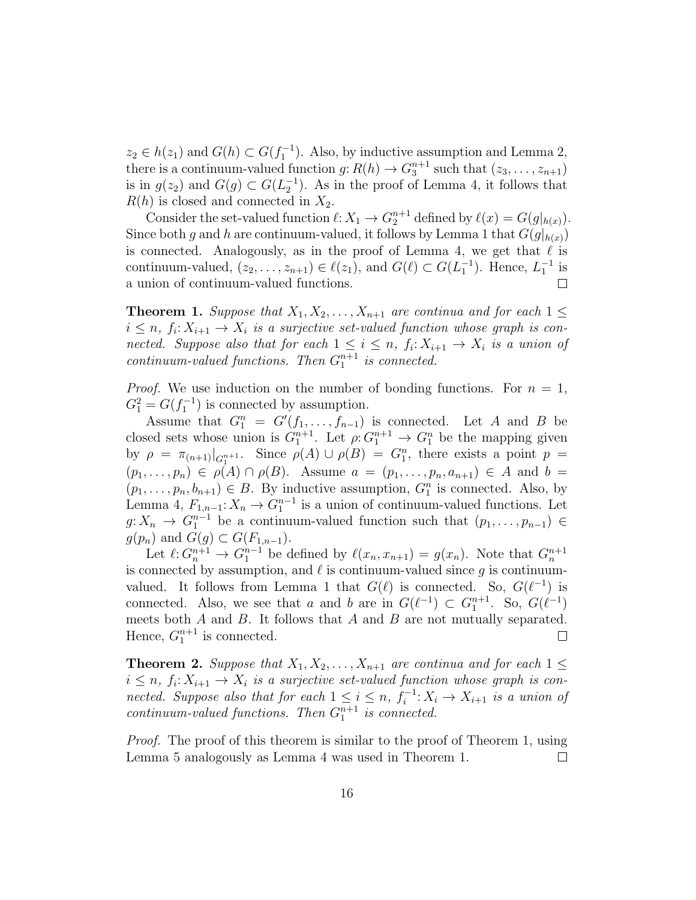$z_2 \in h(z_1)$ and $G(h) \subset G(f_1^{-1})$. Also, by inductive assumption and Lemma 2, there is a continuum-valued function $g: R(h) \to G_3^{n+1}$ such that $(z_3, \ldots, z_{n+1})$ is in $g(z_2)$ and $G(g) \subset G(L_2^{-1})$. As in the proof of Lemma 4, it follows that $R(h)$ is closed and connected in $X_2$.

Consider the set-valued function $\ell: X_1 \to G_2^{n+1}$ defined by $\ell(x) = G(g|_{h(x)})$. Since both $g$ and $h$ are continuum-valued, it follows by Lemma 1 that $G(g|_{h(x)})$ is connected. Analogously, as in the proof of Lemma 4, we get that $\ell$ is continuum-valued, $(z_2, \ldots, z_{n+1}) \in \ell(z_1)$, and $G(\ell) \subset G(L_1^{-1})$. Hence, $L_1^{-1}$ is a union of continuum-valued functions. □

**Theorem 1.** *Suppose that $X_1, X_2, \ldots, X_{n+1}$ are continua and for each $1 \leq i \leq n$, $f_i: X_{i+1} \to X_i$ is a surjective set-valued function whose graph is connected. Suppose also that for each $1 \leq i \leq n$, $f_i: X_{i+1} \to X_i$ is a union of continuum-valued functions. Then $G_1^{n+1}$ is connected.*

*Proof.* We use induction on the number of bonding functions. For $n = 1$, $G_1^2 = G(f_1^{-1})$ is connected by assumption.

Assume that $G_1^n = G'(f_1, \ldots, f_{n-1})$ is connected. Let $A$ and $B$ be closed sets whose union is $G_1^{n+1}$. Let $\rho: G_1^{n+1} \to G_1^n$ be the mapping given by $\rho = \pi_{(n+1)}|_{G_1^{n+1}}$. Since $\rho(A) \cup \rho(B) = G_1^n$, there exists a point $p = (p_1, \ldots, p_n) \in \rho(A) \cap \rho(B)$. Assume $a = (p_1, \ldots, p_n, a_{n+1}) \in A$ and $b = (p_1, \ldots, p_n, b_{n+1}) \in B$. By inductive assumption, $G_1^n$ is connected. Also, by Lemma 4, $F_{1,n-1}: X_n \to G_1^{n-1}$ is a union of continuum-valued functions. Let $g: X_n \to G_1^{n-1}$ be a continuum-valued function such that $(p_1, \ldots, p_{n-1}) \in g(p_n)$ and $G(g) \subset G(F_{1,n-1})$.

Let $\ell: G_n^{n+1} \to G_1^{n-1}$ be defined by $\ell(x_n, x_{n+1}) = g(x_n)$. Note that $G_n^{n+1}$ is connected by assumption, and $\ell$ is continuum-valued since $g$ is continuum-valued. It follows from Lemma 1 that $G(\ell)$ is connected. So, $G(\ell^{-1})$ is connected. Also, we see that $a$ and $b$ are in $G(\ell^{-1}) \subset G_1^{n+1}$. So, $G(\ell^{-1})$ meets both $A$ and $B$. It follows that $A$ and $B$ are not mutually separated. Hence, $G_1^{n+1}$ is connected. □

**Theorem 2.** *Suppose that $X_1, X_2, \ldots, X_{n+1}$ are continua and for each $1 \leq i \leq n$, $f_i: X_{i+1} \to X_i$ is a surjective set-valued function whose graph is connected. Suppose also that for each $1 \leq i \leq n$, $f_i^{-1}: X_i \to X_{i+1}$ is a union of continuum-valued functions. Then $G_1^{n+1}$ is connected.*

*Proof.* The proof of this theorem is similar to the proof of Theorem 1, using Lemma 5 analogously as Lemma 4 was used in Theorem 1. □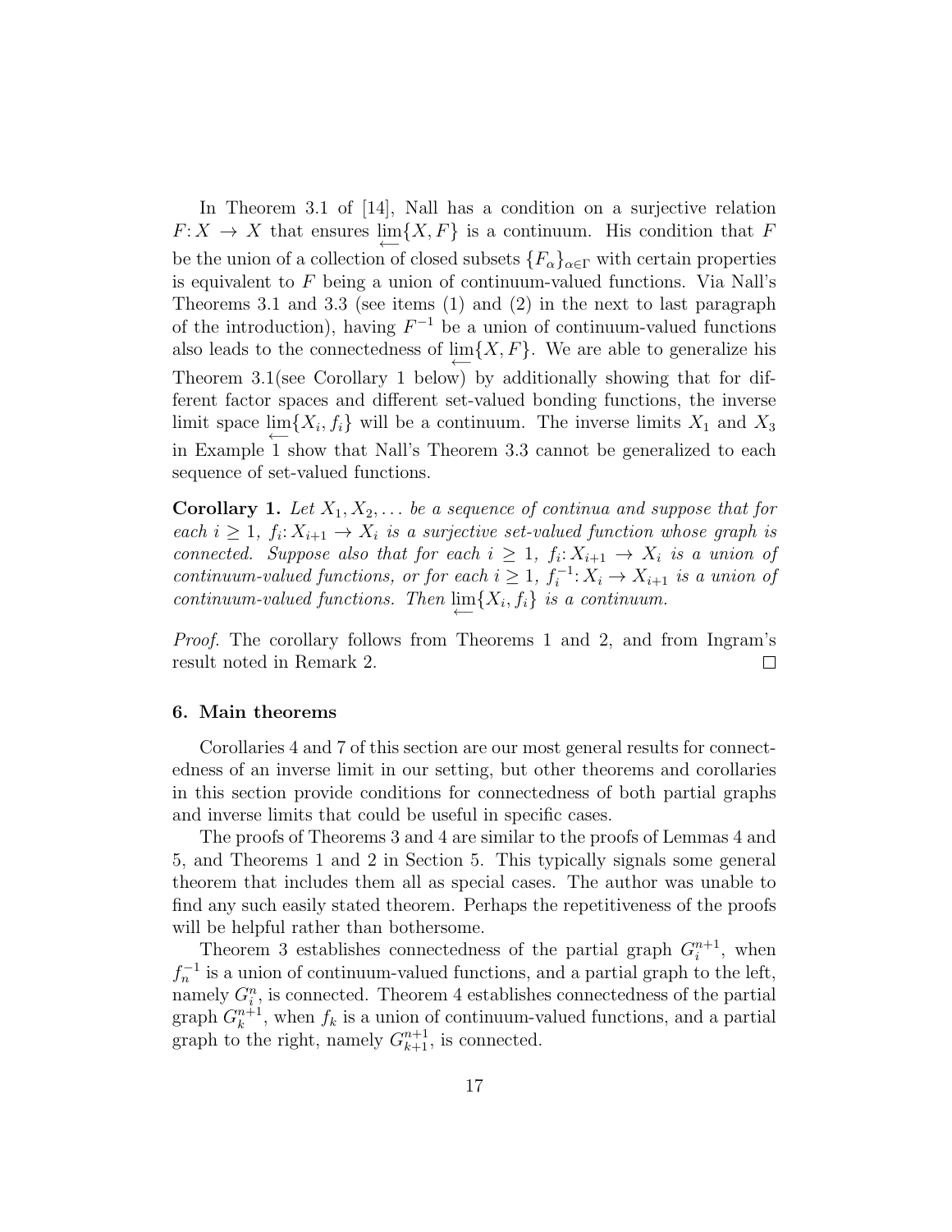In Theorem 3.1 of [14], Nall has a condition on a surjective relation $F\colon X \to X$ that ensures $\varprojlim\{X, F\}$ is a continuum. His condition that $F$ be the union of a collection of closed subsets $\{F_\alpha\}_{\alpha\in\Gamma}$ with certain properties is equivalent to $F$ being a union of continuum-valued functions. Via Nall's Theorems 3.1 and 3.3 (see items (1) and (2) in the next to last paragraph of the introduction), having $F^{-1}$ be a union of continuum-valued functions also leads to the connectedness of $\varprojlim\{X, F\}$. We are able to generalize his Theorem 3.1(see Corollary 1 below) by additionally showing that for different factor spaces and different set-valued bonding functions, the inverse limit space $\varprojlim\{X_i, f_i\}$ will be a continuum. The inverse limits $X_1$ and $X_3$ in Example 1 show that Nall's Theorem 3.3 cannot be generalized to each sequence of set-valued functions.

**Corollary 1.** *Let $X_1, X_2, \ldots$ be a sequence of continua and suppose that for each $i \geq 1$, $f_i\colon X_{i+1} \to X_i$ is a surjective set-valued function whose graph is connected. Suppose also that for each $i \geq 1$, $f_i\colon X_{i+1} \to X_i$ is a union of continuum-valued functions, or for each $i \geq 1$, $f_i^{-1}\colon X_i \to X_{i+1}$ is a union of continuum-valued functions. Then $\varprojlim\{X_i, f_i\}$ is a continuum.*

*Proof.* The corollary follows from Theorems 1 and 2, and from Ingram's result noted in Remark 2. □

## 6. Main theorems

Corollaries 4 and 7 of this section are our most general results for connectedness of an inverse limit in our setting, but other theorems and corollaries in this section provide conditions for connectedness of both partial graphs and inverse limits that could be useful in specific cases.

The proofs of Theorems 3 and 4 are similar to the proofs of Lemmas 4 and 5, and Theorems 1 and 2 in Section 5. This typically signals some general theorem that includes them all as special cases. The author was unable to find any such easily stated theorem. Perhaps the repetitiveness of the proofs will be helpful rather than bothersome.

Theorem 3 establishes connectedness of the partial graph $G_i^{n+1}$, when $f_n^{-1}$ is a union of continuum-valued functions, and a partial graph to the left, namely $G_i^n$, is connected. Theorem 4 establishes connectedness of the partial graph $G_k^{n+1}$, when $f_k$ is a union of continuum-valued functions, and a partial graph to the right, namely $G_{k+1}^{n+1}$, is connected.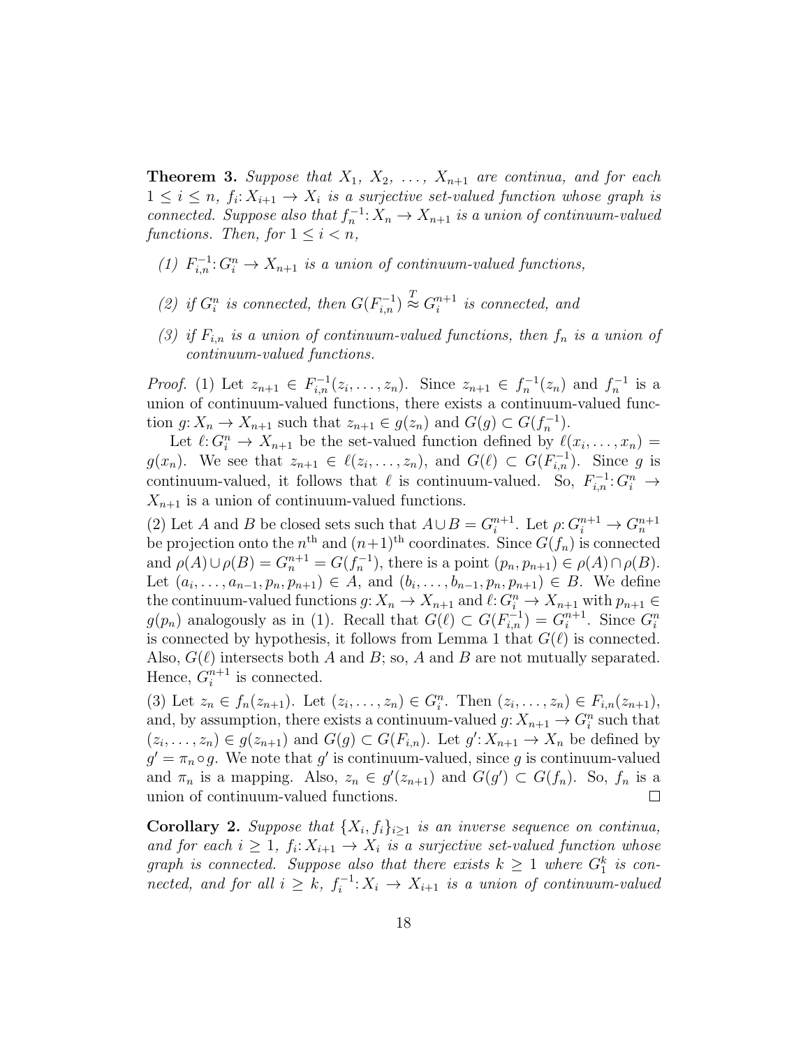**Theorem 3.** *Suppose that $X_1$, $X_2$, ..., $X_{n+1}$ are continua, and for each $1 \leq i \leq n$, $f_i\colon X_{i+1} \to X_i$ is a surjective set-valued function whose graph is connected. Suppose also that $f_n^{-1}\colon X_n \to X_{n+1}$ is a union of continuum-valued functions. Then, for $1 \leq i < n$,*

*(1) $F_{i,n}^{-1}\colon G_i^n \to X_{n+1}$ is a union of continuum-valued functions,*

*(2) if $G_i^n$ is connected, then $G(F_{i,n}^{-1}) \overset{T}{\approx} G_i^{n+1}$ is connected, and*

*(3) if $F_{i,n}$ is a union of continuum-valued functions, then $f_n$ is a union of continuum-valued functions.*

*Proof.* (1) Let $z_{n+1} \in F_{i,n}^{-1}(z_i, \ldots, z_n)$. Since $z_{n+1} \in f_n^{-1}(z_n)$ and $f_n^{-1}$ is a union of continuum-valued functions, there exists a continuum-valued function $g\colon X_n \to X_{n+1}$ such that $z_{n+1} \in g(z_n)$ and $G(g) \subset G(f_n^{-1})$.

Let $\ell\colon G_i^n \to X_{n+1}$ be the set-valued function defined by $\ell(x_i, \ldots, x_n) = g(x_n)$. We see that $z_{n+1} \in \ell(z_i, \ldots, z_n)$, and $G(\ell) \subset G(F_{i,n}^{-1})$. Since $g$ is continuum-valued, it follows that $\ell$ is continuum-valued. So, $F_{i,n}^{-1}\colon G_i^n \to X_{n+1}$ is a union of continuum-valued functions.

(2) Let $A$ and $B$ be closed sets such that $A \cup B = G_i^{n+1}$. Let $\rho\colon G_i^{n+1} \to G_n^{n+1}$ be projection onto the $n^{\text{th}}$ and $(n+1)^{\text{th}}$ coordinates. Since $G(f_n)$ is connected and $\rho(A) \cup \rho(B) = G_n^{n+1} = G(f_n^{-1})$, there is a point $(p_n, p_{n+1}) \in \rho(A) \cap \rho(B)$. Let $(a_i, \ldots, a_{n-1}, p_n, p_{n+1}) \in A$, and $(b_i, \ldots, b_{n-1}, p_n, p_{n+1}) \in B$. We define the continuum-valued functions $g\colon X_n \to X_{n+1}$ and $\ell\colon G_i^n \to X_{n+1}$ with $p_{n+1} \in g(p_n)$ analogously as in (1). Recall that $G(\ell) \subset G(F_{i,n}^{-1}) = G_i^{n+1}$. Since $G_i^n$ is connected by hypothesis, it follows from Lemma 1 that $G(\ell)$ is connected. Also, $G(\ell)$ intersects both $A$ and $B$; so, $A$ and $B$ are not mutually separated. Hence, $G_i^{n+1}$ is connected.

(3) Let $z_n \in f_n(z_{n+1})$. Let $(z_i, \ldots, z_n) \in G_i^n$. Then $(z_i, \ldots, z_n) \in F_{i,n}(z_{n+1})$, and, by assumption, there exists a continuum-valued $g\colon X_{n+1} \to G_i^n$ such that $(z_i, \ldots, z_n) \in g(z_{n+1})$ and $G(g) \subset G(F_{i,n})$. Let $g'\colon X_{n+1} \to X_n$ be defined by $g' = \pi_n \circ g$. We note that $g'$ is continuum-valued, since $g$ is continuum-valued and $\pi_n$ is a mapping. Also, $z_n \in g'(z_{n+1})$ and $G(g') \subset G(f_n)$. So, $f_n$ is a union of continuum-valued functions. □

**Corollary 2.** *Suppose that $\{X_i, f_i\}_{i \geq 1}$ is an inverse sequence on continua, and for each $i \geq 1$, $f_i\colon X_{i+1} \to X_i$ is a surjective set-valued function whose graph is connected. Suppose also that there exists $k \geq 1$ where $G_1^k$ is connected, and for all $i \geq k$, $f_i^{-1}\colon X_i \to X_{i+1}$ is a union of continuum-valued*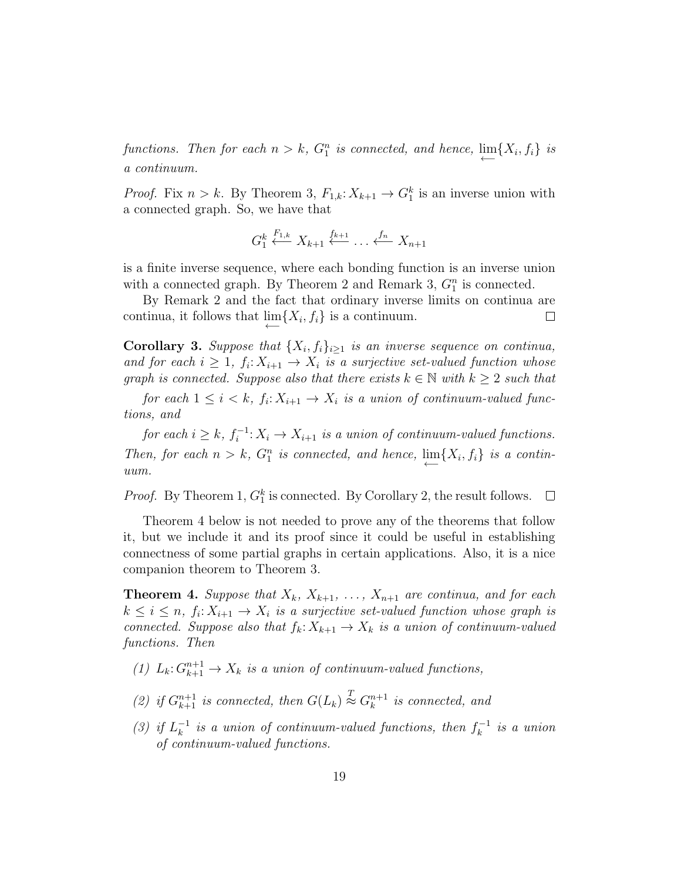*functions. Then for each $n > k$, $G_1^n$ is connected, and hence, $\varprojlim\{X_i, f_i\}$ is a continuum.*

*Proof.* Fix $n > k$. By Theorem 3, $F_{1,k}\colon X_{k+1} \to G_1^k$ is an inverse union with a connected graph. So, we have that

$$G_1^k \xleftarrow{F_{1,k}} X_{k+1} \xleftarrow{f_{k+1}} \dots \xleftarrow{f_n} X_{n+1}$$

is a finite inverse sequence, where each bonding function is an inverse union with a connected graph. By Theorem 2 and Remark 3, $G_1^n$ is connected.

By Remark 2 and the fact that ordinary inverse limits on continua are continua, it follows that $\varprojlim\{X_i, f_i\}$ is a continuum. □

**Corollary 3.** *Suppose that $\{X_i, f_i\}_{i\geq 1}$ is an inverse sequence on continua, and for each $i \geq 1$, $f_i\colon X_{i+1} \to X_i$ is a surjective set-valued function whose graph is connected. Suppose also that there exists $k \in \mathbb{N}$ with $k \geq 2$ such that*

*for each $1 \leq i < k$, $f_i\colon X_{i+1} \to X_i$ is a union of continuum-valued functions, and*

*for each $i \geq k$, $f_i^{-1}\colon X_i \to X_{i+1}$ is a union of continuum-valued functions.*

*Then, for each $n > k$, $G_1^n$ is connected, and hence, $\varprojlim\{X_i, f_i\}$ is a continuum.*

*Proof.* By Theorem 1, $G_1^k$ is connected. By Corollary 2, the result follows. □

Theorem 4 below is not needed to prove any of the theorems that follow it, but we include it and its proof since it could be useful in establishing connectness of some partial graphs in certain applications. Also, it is a nice companion theorem to Theorem 3.

**Theorem 4.** *Suppose that $X_k, X_{k+1}, \dots, X_{n+1}$ are continua, and for each $k \leq i \leq n$, $f_i\colon X_{i+1} \to X_i$ is a surjective set-valued function whose graph is connected. Suppose also that $f_k\colon X_{k+1} \to X_k$ is a union of continuum-valued functions. Then*

1. *$L_k\colon G_{k+1}^{n+1} \to X_k$ is a union of continuum-valued functions,*
2. *if $G_{k+1}^{n+1}$ is connected, then $G(L_k) \overset{T}{\approx} G_k^{n+1}$ is connected, and*
3. *if $L_k^{-1}$ is a union of continuum-valued functions, then $f_k^{-1}$ is a union of continuum-valued functions.*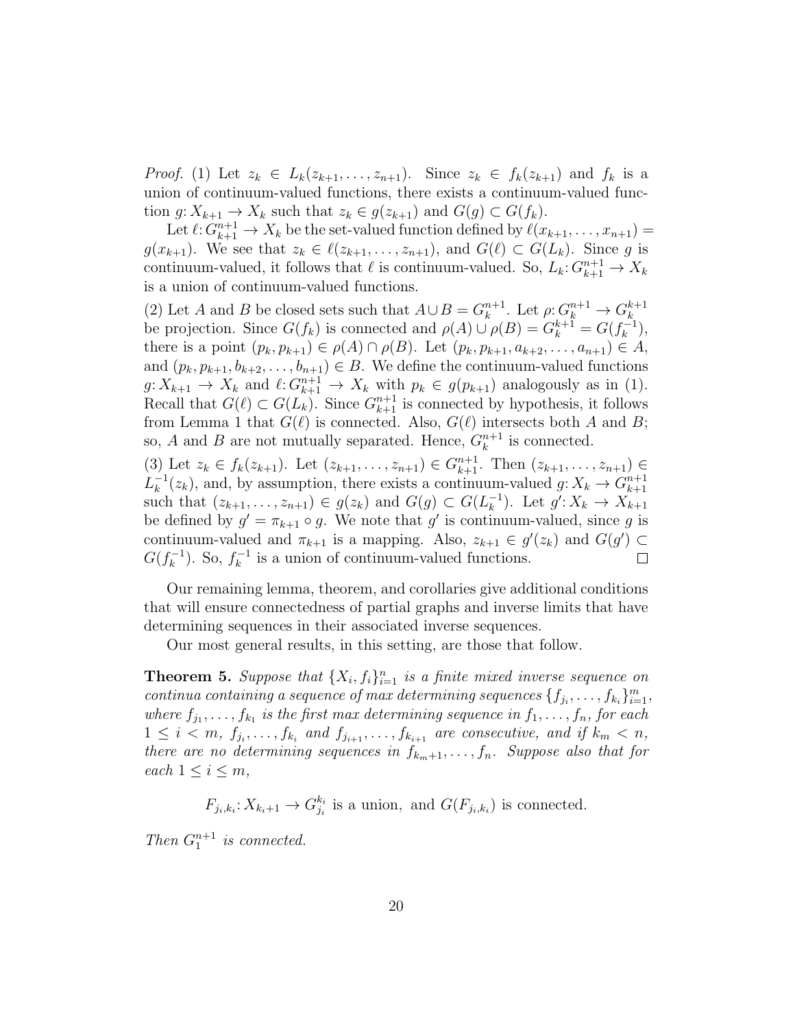*Proof.* (1) Let $z_k \in L_k(z_{k+1}, \ldots, z_{n+1})$. Since $z_k \in f_k(z_{k+1})$ and $f_k$ is a union of continuum-valued functions, there exists a continuum-valued function $g\colon X_{k+1} \to X_k$ such that $z_k \in g(z_{k+1})$ and $G(g) \subset G(f_k)$.

Let $\ell\colon G_{k+1}^{n+1} \to X_k$ be the set-valued function defined by $\ell(x_{k+1}, \ldots, x_{n+1}) = g(x_{k+1})$. We see that $z_k \in \ell(z_{k+1}, \ldots, z_{n+1})$, and $G(\ell) \subset G(L_k)$. Since $g$ is continuum-valued, it follows that $\ell$ is continuum-valued. So, $L_k\colon G_{k+1}^{n+1} \to X_k$ is a union of continuum-valued functions.

(2) Let $A$ and $B$ be closed sets such that $A \cup B = G_k^{n+1}$. Let $\rho\colon G_k^{n+1} \to G_k^{k+1}$ be projection. Since $G(f_k)$ is connected and $\rho(A) \cup \rho(B) = G_k^{k+1} = G(f_k^{-1})$, there is a point $(p_k, p_{k+1}) \in \rho(A) \cap \rho(B)$. Let $(p_k, p_{k+1}, a_{k+2}, \ldots, a_{n+1}) \in A$, and $(p_k, p_{k+1}, b_{k+2}, \ldots, b_{n+1}) \in B$. We define the continuum-valued functions $g\colon X_{k+1} \to X_k$ and $\ell\colon G_{k+1}^{n+1} \to X_k$ with $p_k \in g(p_{k+1})$ analogously as in (1). Recall that $G(\ell) \subset G(L_k)$. Since $G_{k+1}^{n+1}$ is connected by hypothesis, it follows from Lemma 1 that $G(\ell)$ is connected. Also, $G(\ell)$ intersects both $A$ and $B$; so, $A$ and $B$ are not mutually separated. Hence, $G_k^{n+1}$ is connected.

(3) Let $z_k \in f_k(z_{k+1})$. Let $(z_{k+1}, \ldots, z_{n+1}) \in G_{k+1}^{n+1}$. Then $(z_{k+1}, \ldots, z_{n+1}) \in L_k^{-1}(z_k)$, and, by assumption, there exists a continuum-valued $g\colon X_k \to G_{k+1}^{n+1}$ such that $(z_{k+1}, \ldots, z_{n+1}) \in g(z_k)$ and $G(g) \subset G(L_k^{-1})$. Let $g'\colon X_k \to X_{k+1}$ be defined by $g' = \pi_{k+1} \circ g$. We note that $g'$ is continuum-valued, since $g$ is continuum-valued and $\pi_{k+1}$ is a mapping. Also, $z_{k+1} \in g'(z_k)$ and $G(g') \subset G(f_k^{-1})$. So, $f_k^{-1}$ is a union of continuum-valued functions. □

Our remaining lemma, theorem, and corollaries give additional conditions that will ensure connectedness of partial graphs and inverse limits that have determining sequences in their associated inverse sequences.

Our most general results, in this setting, are those that follow.

**Theorem 5.** *Suppose that $\{X_i, f_i\}_{i=1}^n$ is a finite mixed inverse sequence on continua containing a sequence of max determining sequences $\{f_{j_i}, \ldots, f_{k_i}\}_{i=1}^m$, where $f_{j_1}, \ldots, f_{k_1}$ is the first max determining sequence in $f_1, \ldots, f_n$, for each $1 \leq i < m$, $f_{j_i}, \ldots, f_{k_i}$ and $f_{j_{i+1}}, \ldots, f_{k_{i+1}}$ are consecutive, and if $k_m < n$, there are no determining sequences in $f_{k_m+1}, \ldots, f_n$. Suppose also that for each $1 \leq i \leq m$,*

$$F_{j_i,k_i}\colon X_{k_i+1} \to G_{j_i}^{k_i} \text{ is a union, and } G(F_{j_i,k_i}) \text{ is connected.}$$

*Then $G_1^{n+1}$ is connected.*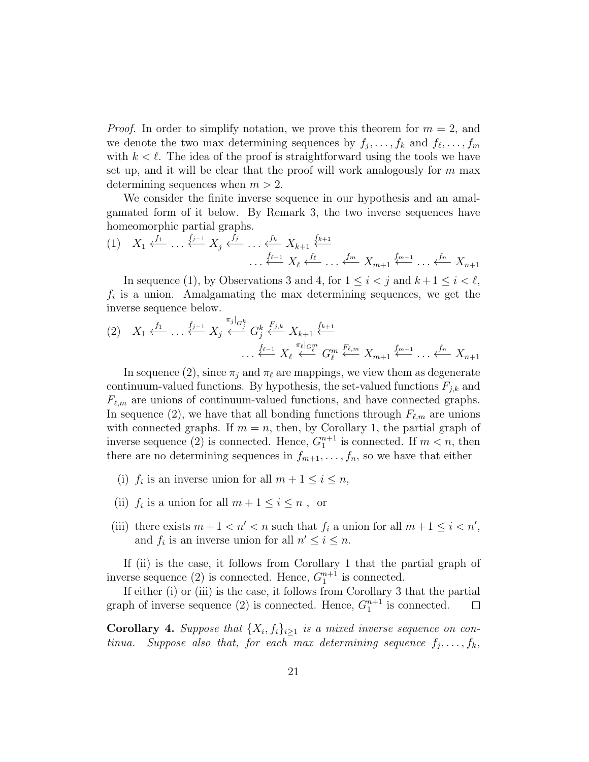*Proof.* In order to simplify notation, we prove this theorem for $m = 2$, and we denote the two max determining sequences by $f_j, \ldots, f_k$ and $f_\ell, \ldots, f_m$ with $k < \ell$. The idea of the proof is straightforward using the tools we have set up, and it will be clear that the proof will work analogously for $m$ max determining sequences when $m > 2$.

We consider the finite inverse sequence in our hypothesis and an amalgamated form of it below. By Remark 3, the two inverse sequences have homeomorphic partial graphs.

$$(1) \quad X_1 \xleftarrow{f_1} \ldots \xleftarrow{f_{j-1}} X_j \xleftarrow{f_j} \ldots \xleftarrow{f_k} X_{k+1} \xleftarrow{f_{k+1}} \ldots \xleftarrow{f_{\ell-1}} X_\ell \xleftarrow{f_\ell} \ldots \xleftarrow{f_m} X_{m+1} \xleftarrow{f_{m+1}} \ldots \xleftarrow{f_n} X_{n+1}$$

In sequence (1), by Observations 3 and 4, for $1 \le i < j$ and $k+1 \le i < \ell$, $f_i$ is a union. Amalgamating the max determining sequences, we get the inverse sequence below.

$$(2) \quad X_1 \xleftarrow{f_1} \ldots \xleftarrow{f_{j-1}} X_j \xleftarrow{\pi_j|_{G_j^k}} G_j^k \xleftarrow{F_{j,k}} X_{k+1} \xleftarrow{f_{k+1}} \ldots \xleftarrow{f_{\ell-1}} X_\ell \xleftarrow{\pi_\ell|_{G_\ell^m}} G_\ell^m \xleftarrow{F_{\ell,m}} X_{m+1} \xleftarrow{f_{m+1}} \ldots \xleftarrow{f_n} X_{n+1}$$

In sequence (2), since $\pi_j$ and $\pi_\ell$ are mappings, we view them as degenerate continuum-valued functions. By hypothesis, the set-valued functions $F_{j,k}$ and $F_{\ell,m}$ are unions of continuum-valued functions, and have connected graphs. In sequence (2), we have that all bonding functions through $F_{\ell,m}$ are unions with connected graphs. If $m = n$, then, by Corollary 1, the partial graph of inverse sequence (2) is connected. Hence, $G_1^{n+1}$ is connected. If $m < n$, then there are no determining sequences in $f_{m+1}, \ldots, f_n$, so we have that either

- (i) $f_i$ is an inverse union for all $m+1 \le i \le n$,
- (ii) $f_i$ is a union for all $m+1 \le i \le n$ , or
- (iii) there exists $m+1 < n' < n$ such that $f_i$ a union for all $m+1 \le i < n'$, and $f_i$ is an inverse union for all $n' \le i \le n$.

If (ii) is the case, it follows from Corollary 1 that the partial graph of inverse sequence (2) is connected. Hence, $G_1^{n+1}$ is connected.

If either (i) or (iii) is the case, it follows from Corollary 3 that the partial graph of inverse sequence (2) is connected. Hence, $G_1^{n+1}$ is connected. $\square$

**Corollary 4.** *Suppose that $\{X_i, f_i\}_{i\ge1}$ is a mixed inverse sequence on continua. Suppose also that, for each max determining sequence $f_j, \ldots, f_k$,*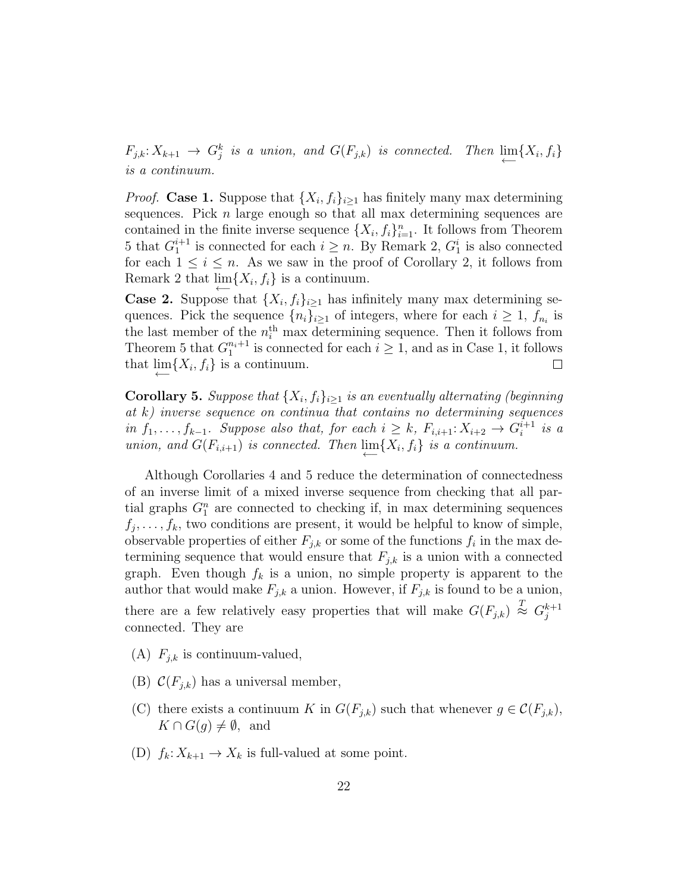*$F_{j,k}\colon X_{k+1} \to G_j^k$ is a union, and $G(F_{j,k})$ is connected. Then $\varprojlim\{X_i, f_i\}$ is a continuum.*

*Proof.* **Case 1.** Suppose that $\{X_i, f_i\}_{i\geq 1}$ has finitely many max determining sequences. Pick $n$ large enough so that all max determining sequences are contained in the finite inverse sequence $\{X_i, f_i\}_{i=1}^n$. It follows from Theorem 5 that $G_1^{i+1}$ is connected for each $i \geq n$. By Remark 2, $G_1^i$ is also connected for each $1 \leq i \leq n$. As we saw in the proof of Corollary 2, it follows from Remark 2 that $\varprojlim\{X_i, f_i\}$ is a continuum.

**Case 2.** Suppose that $\{X_i, f_i\}_{i\geq 1}$ has infinitely many max determining sequences. Pick the sequence $\{n_i\}_{i\geq 1}$ of integers, where for each $i \geq 1$, $f_{n_i}$ is the last member of the $n_i^{\text{th}}$ max determining sequence. Then it follows from Theorem 5 that $G_1^{n_i+1}$ is connected for each $i \geq 1$, and as in Case 1, it follows that $\varprojlim\{X_i, f_i\}$ is a continuum. □

**Corollary 5.** *Suppose that $\{X_i, f_i\}_{i\geq 1}$ is an eventually alternating (beginning at $k$) inverse sequence on continua that contains no determining sequences in $f_1, \ldots, f_{k-1}$. Suppose also that, for each $i \geq k$, $F_{i,i+1}\colon X_{i+2} \to G_i^{i+1}$ is a union, and $G(F_{i,i+1})$ is connected. Then $\varprojlim\{X_i, f_i\}$ is a continuum.*

Although Corollaries 4 and 5 reduce the determination of connectedness of an inverse limit of a mixed inverse sequence from checking that all partial graphs $G_1^n$ are connected to checking if, in max determining sequences $f_j, \ldots, f_k$, two conditions are present, it would be helpful to know of simple, observable properties of either $F_{j,k}$ or some of the functions $f_i$ in the max determining sequence that would ensure that $F_{j,k}$ is a union with a connected graph. Even though $f_k$ is a union, no simple property is apparent to the author that would make $F_{j,k}$ a union. However, if $F_{j,k}$ is found to be a union, there are a few relatively easy properties that will make $G(F_{j,k}) \overset{T}{\approx} G_j^{k+1}$ connected. They are

(A) $F_{j,k}$ is continuum-valued,

(B) $\mathcal{C}(F_{j,k})$ has a universal member,

(C) there exists a continuum $K$ in $G(F_{j,k})$ such that whenever $g \in \mathcal{C}(F_{j,k})$, $K \cap G(g) \neq \emptyset$, and

(D) $f_k\colon X_{k+1} \to X_k$ is full-valued at some point.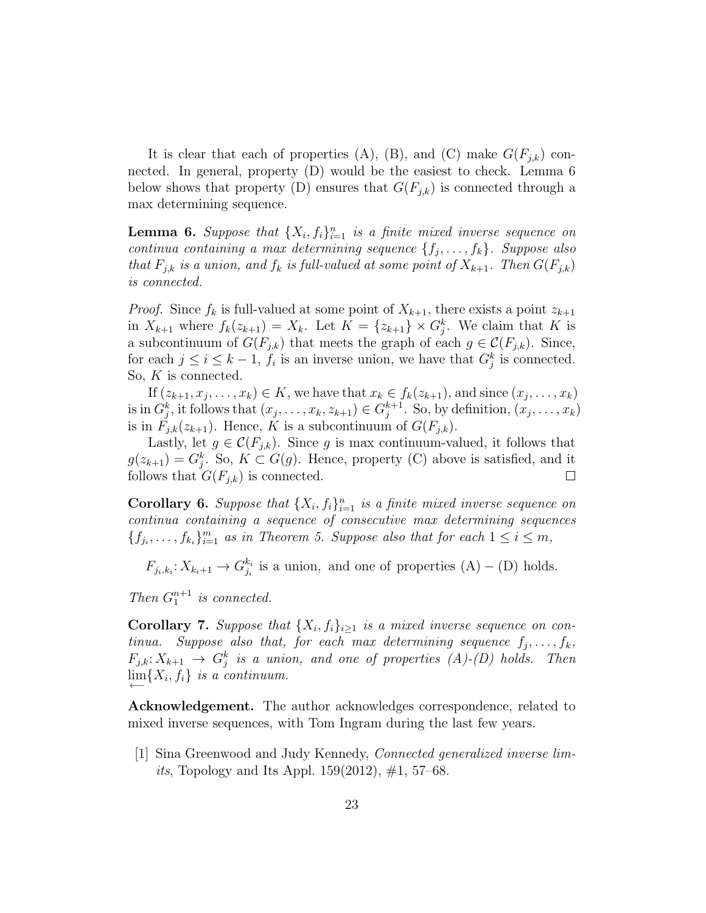It is clear that each of properties (A), (B), and (C) make $G(F_{j,k})$ connected. In general, property (D) would be the easiest to check. Lemma 6 below shows that property (D) ensures that $G(F_{j,k})$ is connected through a max determining sequence.

**Lemma 6.** *Suppose that $\{X_i, f_i\}_{i=1}^n$ is a finite mixed inverse sequence on continua containing a max determining sequence $\{f_j, \ldots, f_k\}$. Suppose also that $F_{j,k}$ is a union, and $f_k$ is full-valued at some point of $X_{k+1}$. Then $G(F_{j,k})$ is connected.*

*Proof.* Since $f_k$ is full-valued at some point of $X_{k+1}$, there exists a point $z_{k+1}$ in $X_{k+1}$ where $f_k(z_{k+1}) = X_k$. Let $K = \{z_{k+1}\} \times G_j^k$. We claim that $K$ is a subcontinuum of $G(F_{j,k})$ that meets the graph of each $g \in \mathcal{C}(F_{j,k})$. Since, for each $j \leq i \leq k-1$, $f_i$ is an inverse union, we have that $G_j^k$ is connected. So, $K$ is connected.

If $(z_{k+1}, x_j, \ldots, x_k) \in K$, we have that $x_k \in f_k(z_{k+1})$, and since $(x_j, \ldots, x_k)$ is in $G_j^k$, it follows that $(x_j, \ldots, x_k, z_{k+1}) \in G_j^{k+1}$. So, by definition, $(x_j, \ldots, x_k)$ is in $F_{j,k}(z_{k+1})$. Hence, $K$ is a subcontinuum of $G(F_{j,k})$.

Lastly, let $g \in \mathcal{C}(F_{j,k})$. Since $g$ is max continuum-valued, it follows that $g(z_{k+1}) = G_j^k$. So, $K \subset G(g)$. Hence, property (C) above is satisfied, and it follows that $G(F_{j,k})$ is connected. $\square$

**Corollary 6.** *Suppose that $\{X_i, f_i\}_{i=1}^n$ is a finite mixed inverse sequence on continua containing a sequence of consecutive max determining sequences $\{f_{j_i}, \ldots, f_{k_i}\}_{i=1}^m$ as in Theorem 5. Suppose also that for each $1 \leq i \leq m$,*

$$F_{j_i,k_i} \colon X_{k_i+1} \to G_{j_i}^{k_i} \text{ is a union, and one of properties (A)} - \text{(D) holds.}$$

*Then $G_1^{n+1}$ is connected.*

**Corollary 7.** *Suppose that $\{X_i, f_i\}_{i \geq 1}$ is a mixed inverse sequence on continua. Suppose also that, for each max determining sequence $f_j, \ldots, f_k$, $F_{j,k} \colon X_{k+1} \to G_j^k$ is a union, and one of properties (A)-(D) holds. Then $\varprojlim\{X_i, f_i\}$ is a continuum.*

**Acknowledgement.** The author acknowledges correspondence, related to mixed inverse sequences, with Tom Ingram during the last few years.

[1] Sina Greenwood and Judy Kennedy, *Connected generalized inverse limits*, Topology and Its Appl. 159(2012), #1, 57–68.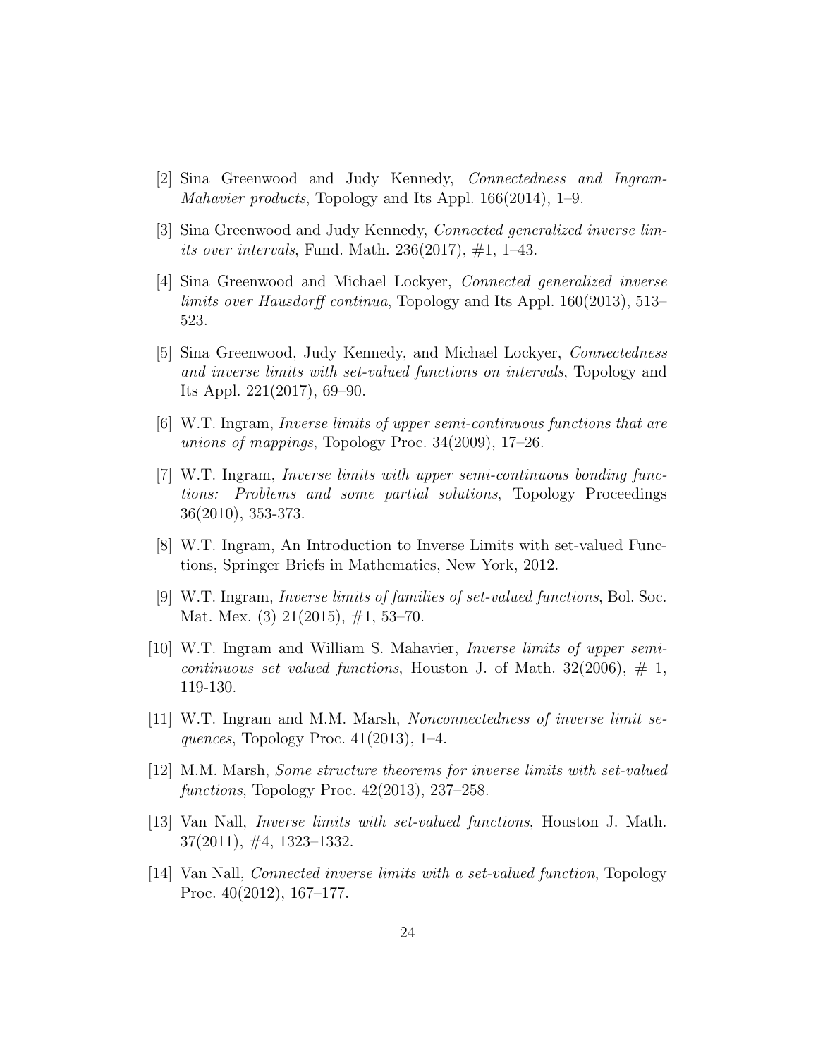[2] Sina Greenwood and Judy Kennedy, *Connectedness and Ingram-Mahavier products*, Topology and Its Appl. 166(2014), 1–9.

[3] Sina Greenwood and Judy Kennedy, *Connected generalized inverse limits over intervals*, Fund. Math. 236(2017), #1, 1–43.

[4] Sina Greenwood and Michael Lockyer, *Connected generalized inverse limits over Hausdorff continua*, Topology and Its Appl. 160(2013), 513–523.

[5] Sina Greenwood, Judy Kennedy, and Michael Lockyer, *Connectedness and inverse limits with set-valued functions on intervals*, Topology and Its Appl. 221(2017), 69–90.

[6] W.T. Ingram, *Inverse limits of upper semi-continuous functions that are unions of mappings*, Topology Proc. 34(2009), 17–26.

[7] W.T. Ingram, *Inverse limits with upper semi-continuous bonding functions: Problems and some partial solutions*, Topology Proceedings 36(2010), 353-373.

[8] W.T. Ingram, An Introduction to Inverse Limits with set-valued Functions, Springer Briefs in Mathematics, New York, 2012.

[9] W.T. Ingram, *Inverse limits of families of set-valued functions*, Bol. Soc. Mat. Mex. (3) 21(2015), #1, 53–70.

[10] W.T. Ingram and William S. Mahavier, *Inverse limits of upper semi-continuous set valued functions*, Houston J. of Math. 32(2006), # 1, 119-130.

[11] W.T. Ingram and M.M. Marsh, *Nonconnectedness of inverse limit sequences*, Topology Proc. 41(2013), 1–4.

[12] M.M. Marsh, *Some structure theorems for inverse limits with set-valued functions*, Topology Proc. 42(2013), 237–258.

[13] Van Nall, *Inverse limits with set-valued functions*, Houston J. Math. 37(2011), #4, 1323–1332.

[14] Van Nall, *Connected inverse limits with a set-valued function*, Topology Proc. 40(2012), 167–177.